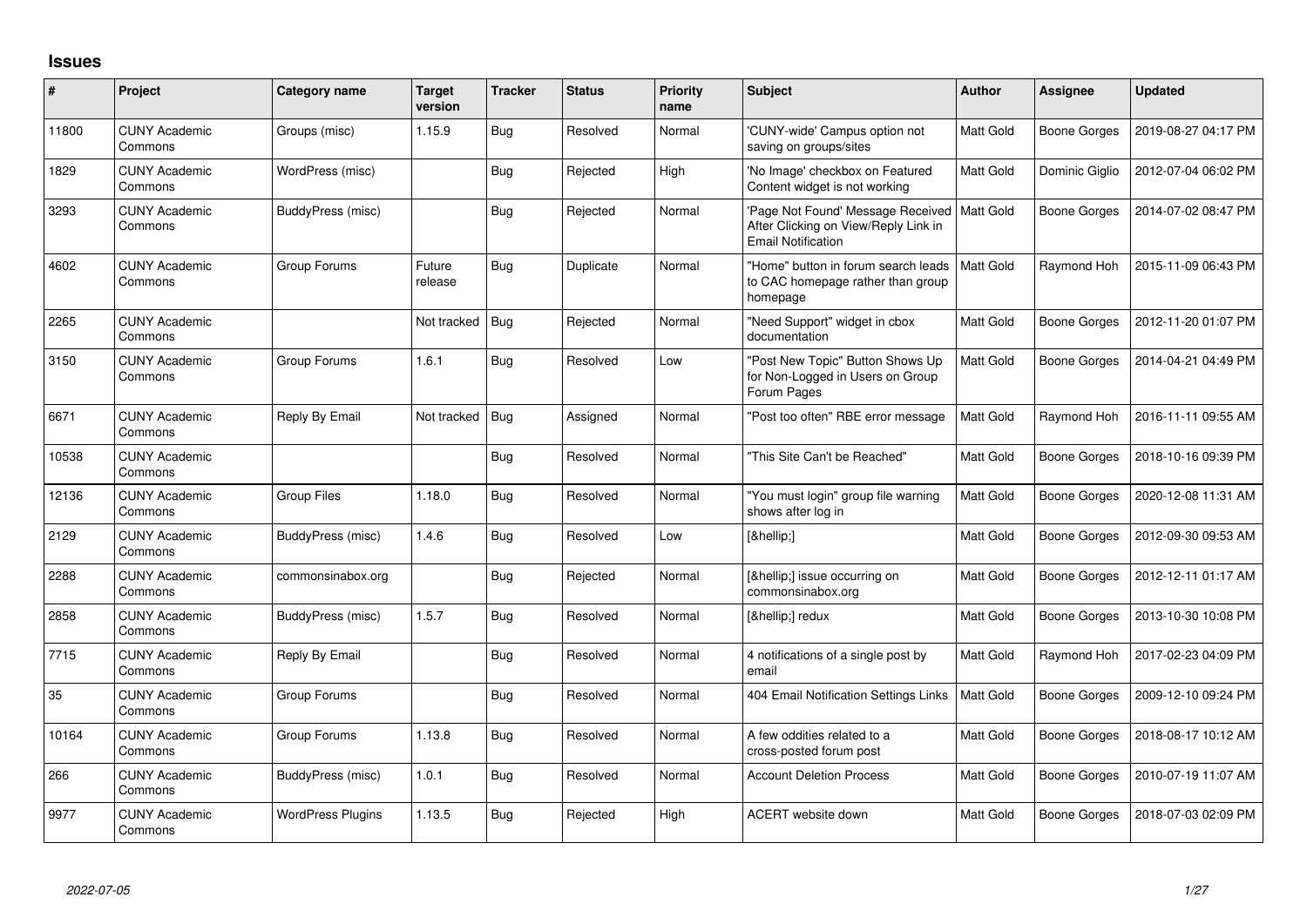# Issues

| # | Project | Category name | Target version | Tracker | Status | Priority name | Subject | Author | Assignee | Updated |
|---|---|---|---|---|---|---|---|---|---|---|
| 11800 | CUNY Academic Commons | Groups (misc) | 1.15.9 | Bug | Resolved | Normal | 'CUNY-wide' Campus option not saving on groups/sites | Matt Gold | Boone Gorges | 2019-08-27 04:17 PM |
| 1829 | CUNY Academic Commons | WordPress (misc) | | Bug | Rejected | High | 'No Image' checkbox on Featured Content widget is not working | Matt Gold | Dominic Giglio | 2012-07-04 06:02 PM |
| 3293 | CUNY Academic Commons | BuddyPress (misc) | | Bug | Rejected | Normal | 'Page Not Found' Message Received After Clicking on View/Reply Link in Email Notification | Matt Gold | Boone Gorges | 2014-07-02 08:47 PM |
| 4602 | CUNY Academic Commons | Group Forums | Future release | Bug | Duplicate | Normal | "Home" button in forum search leads to CAC homepage rather than group homepage | Matt Gold | Raymond Hoh | 2015-11-09 06:43 PM |
| 2265 | CUNY Academic Commons | | Not tracked | Bug | Rejected | Normal | "Need Support" widget in cbox documentation | Matt Gold | Boone Gorges | 2012-11-20 01:07 PM |
| 3150 | CUNY Academic Commons | Group Forums | 1.6.1 | Bug | Resolved | Low | "Post New Topic" Button Shows Up for Non-Logged in Users on Group Forum Pages | Matt Gold | Boone Gorges | 2014-04-21 04:49 PM |
| 6671 | CUNY Academic Commons | Reply By Email | Not tracked | Bug | Assigned | Normal | "Post too often" RBE error message | Matt Gold | Raymond Hoh | 2016-11-11 09:55 AM |
| 10538 | CUNY Academic Commons | | | Bug | Resolved | Normal | "This Site Can't be Reached" | Matt Gold | Boone Gorges | 2018-10-16 09:39 PM |
| 12136 | CUNY Academic Commons | Group Files | 1.18.0 | Bug | Resolved | Normal | "You must login" group file warning shows after log in | Matt Gold | Boone Gorges | 2020-12-08 11:31 AM |
| 2129 | CUNY Academic Commons | BuddyPress (misc) | 1.4.6 | Bug | Resolved | Low | [&hellip;] | Matt Gold | Boone Gorges | 2012-09-30 09:53 AM |
| 2288 | CUNY Academic Commons | commonsinabox.org | | Bug | Rejected | Normal | [&hellip;] issue occurring on commonsinabox.org | Matt Gold | Boone Gorges | 2012-12-11 01:17 AM |
| 2858 | CUNY Academic Commons | BuddyPress (misc) | 1.5.7 | Bug | Resolved | Normal | [&hellip;] redux | Matt Gold | Boone Gorges | 2013-10-30 10:08 PM |
| 7715 | CUNY Academic Commons | Reply By Email | | Bug | Resolved | Normal | 4 notifications of a single post by email | Matt Gold | Raymond Hoh | 2017-02-23 04:09 PM |
| 35 | CUNY Academic Commons | Group Forums | | Bug | Resolved | Normal | 404 Email Notification Settings Links | Matt Gold | Boone Gorges | 2009-12-10 09:24 PM |
| 10164 | CUNY Academic Commons | Group Forums | 1.13.8 | Bug | Resolved | Normal | A few oddities related to a cross-posted forum post | Matt Gold | Boone Gorges | 2018-08-17 10:12 AM |
| 266 | CUNY Academic Commons | BuddyPress (misc) | 1.0.1 | Bug | Resolved | Normal | Account Deletion Process | Matt Gold | Boone Gorges | 2010-07-19 11:07 AM |
| 9977 | CUNY Academic Commons | WordPress Plugins | 1.13.5 | Bug | Rejected | High | ACERT website down | Matt Gold | Boone Gorges | 2018-07-03 02:09 PM |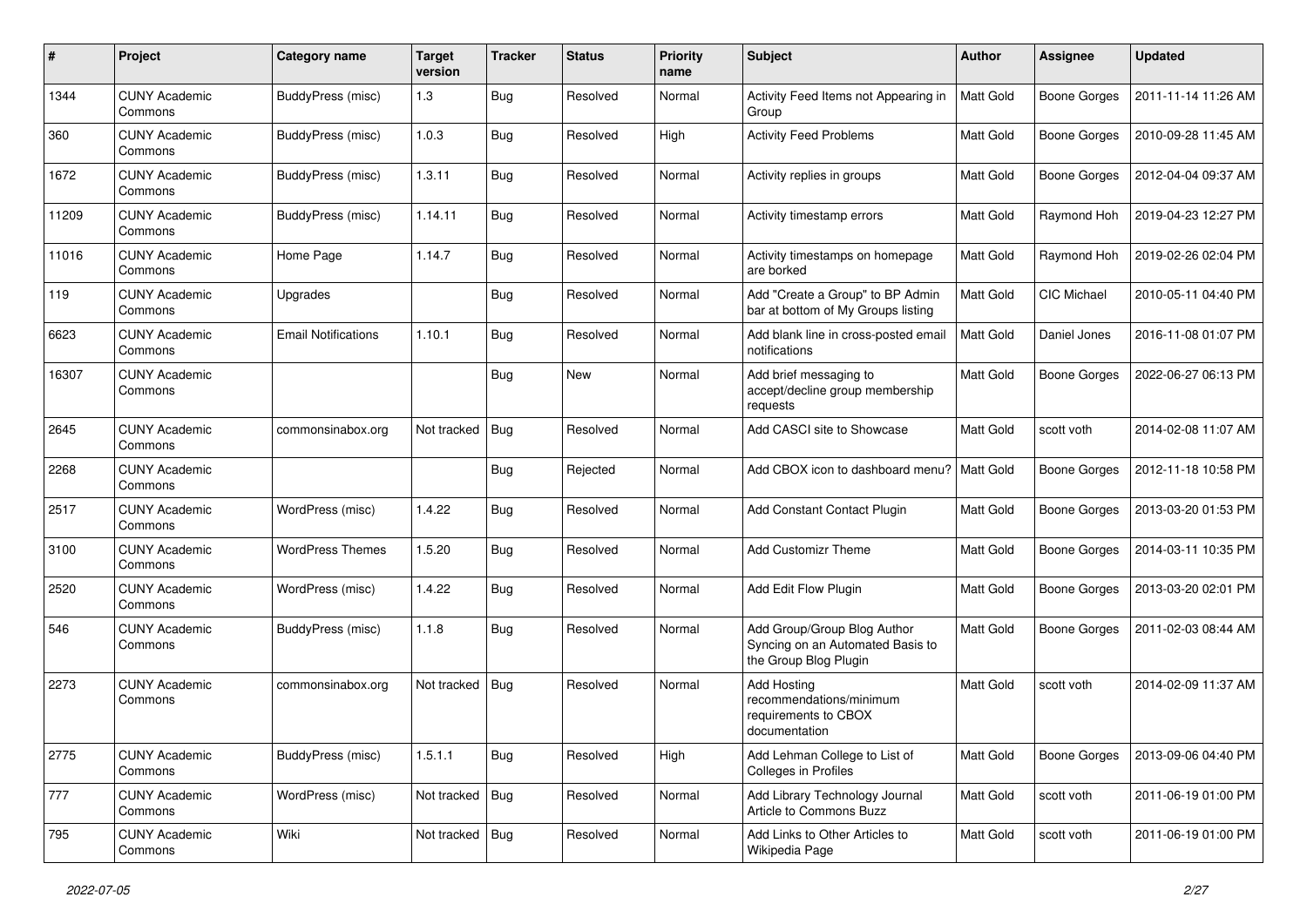| # | Project | Category name | Target version | Tracker | Status | Priority name | Subject | Author | Assignee | Updated |
|---|---|---|---|---|---|---|---|---|---|---|
| 1344 | CUNY Academic Commons | BuddyPress (misc) | 1.3 | Bug | Resolved | Normal | Activity Feed Items not Appearing in Group | Matt Gold | Boone Gorges | 2011-11-14 11:26 AM |
| 360 | CUNY Academic Commons | BuddyPress (misc) | 1.0.3 | Bug | Resolved | High | Activity Feed Problems | Matt Gold | Boone Gorges | 2010-09-28 11:45 AM |
| 1672 | CUNY Academic Commons | BuddyPress (misc) | 1.3.11 | Bug | Resolved | Normal | Activity replies in groups | Matt Gold | Boone Gorges | 2012-04-04 09:37 AM |
| 11209 | CUNY Academic Commons | BuddyPress (misc) | 1.14.11 | Bug | Resolved | Normal | Activity timestamp errors | Matt Gold | Raymond Hoh | 2019-04-23 12:27 PM |
| 11016 | CUNY Academic Commons | Home Page | 1.14.7 | Bug | Resolved | Normal | Activity timestamps on homepage are borked | Matt Gold | Raymond Hoh | 2019-02-26 02:04 PM |
| 119 | CUNY Academic Commons | Upgrades | | Bug | Resolved | Normal | Add "Create a Group" to BP Admin bar at bottom of My Groups listing | Matt Gold | CIC Michael | 2010-05-11 04:40 PM |
| 6623 | CUNY Academic Commons | Email Notifications | 1.10.1 | Bug | Resolved | Normal | Add blank line in cross-posted email notifications | Matt Gold | Daniel Jones | 2016-11-08 01:07 PM |
| 16307 | CUNY Academic Commons | | | Bug | New | Normal | Add brief messaging to accept/decline group membership requests | Matt Gold | Boone Gorges | 2022-06-27 06:13 PM |
| 2645 | CUNY Academic Commons | commonsinabox.org | Not tracked | Bug | Resolved | Normal | Add CASCI site to Showcase | Matt Gold | scott voth | 2014-02-08 11:07 AM |
| 2268 | CUNY Academic Commons | | | Bug | Rejected | Normal | Add CBOX icon to dashboard menu? | Matt Gold | Boone Gorges | 2012-11-18 10:58 PM |
| 2517 | CUNY Academic Commons | WordPress (misc) | 1.4.22 | Bug | Resolved | Normal | Add Constant Contact Plugin | Matt Gold | Boone Gorges | 2013-03-20 01:53 PM |
| 3100 | CUNY Academic Commons | WordPress Themes | 1.5.20 | Bug | Resolved | Normal | Add Customizr Theme | Matt Gold | Boone Gorges | 2014-03-11 10:35 PM |
| 2520 | CUNY Academic Commons | WordPress (misc) | 1.4.22 | Bug | Resolved | Normal | Add Edit Flow Plugin | Matt Gold | Boone Gorges | 2013-03-20 02:01 PM |
| 546 | CUNY Academic Commons | BuddyPress (misc) | 1.1.8 | Bug | Resolved | Normal | Add Group/Group Blog Author Syncing on an Automated Basis to the Group Blog Plugin | Matt Gold | Boone Gorges | 2011-02-03 08:44 AM |
| 2273 | CUNY Academic Commons | commonsinabox.org | Not tracked | Bug | Resolved | Normal | Add Hosting recommendations/minimum requirements to CBOX documentation | Matt Gold | scott voth | 2014-02-09 11:37 AM |
| 2775 | CUNY Academic Commons | BuddyPress (misc) | 1.5.1.1 | Bug | Resolved | High | Add Lehman College to List of Colleges in Profiles | Matt Gold | Boone Gorges | 2013-09-06 04:40 PM |
| 777 | CUNY Academic Commons | WordPress (misc) | Not tracked | Bug | Resolved | Normal | Add Library Technology Journal Article to Commons Buzz | Matt Gold | scott voth | 2011-06-19 01:00 PM |
| 795 | CUNY Academic Commons | Wiki | Not tracked | Bug | Resolved | Normal | Add Links to Other Articles to Wikipedia Page | Matt Gold | scott voth | 2011-06-19 01:00 PM |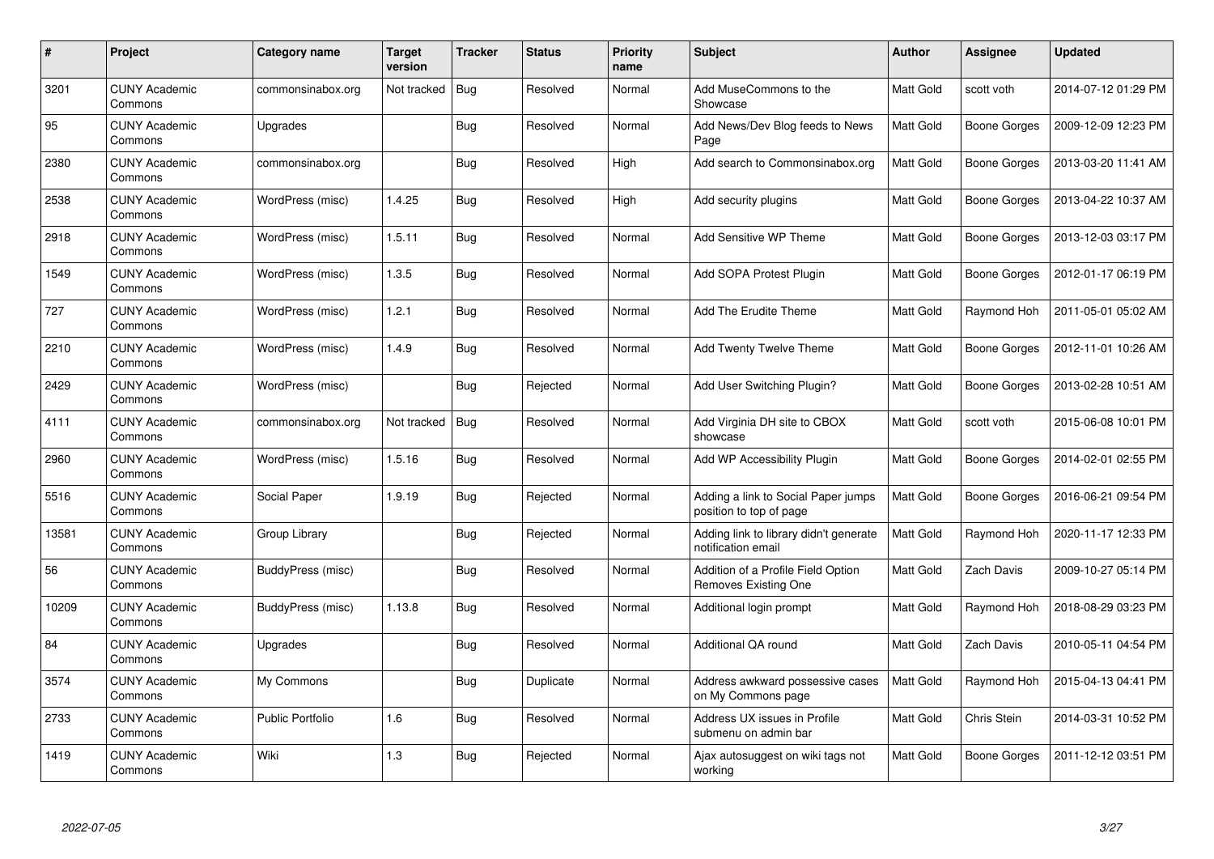| # | Project | Category name | Target version | Tracker | Status | Priority name | Subject | Author | Assignee | Updated |
|---|---|---|---|---|---|---|---|---|---|---|
| 3201 | CUNY Academic Commons | commonsinabox.org | Not tracked | Bug | Resolved | Normal | Add MuseCommons to the Showcase | Matt Gold | scott voth | 2014-07-12 01:29 PM |
| 95 | CUNY Academic Commons | Upgrades | | Bug | Resolved | Normal | Add News/Dev Blog feeds to News Page | Matt Gold | Boone Gorges | 2009-12-09 12:23 PM |
| 2380 | CUNY Academic Commons | commonsinabox.org | | Bug | Resolved | High | Add search to Commonsinabox.org | Matt Gold | Boone Gorges | 2013-03-20 11:41 AM |
| 2538 | CUNY Academic Commons | WordPress (misc) | 1.4.25 | Bug | Resolved | High | Add security plugins | Matt Gold | Boone Gorges | 2013-04-22 10:37 AM |
| 2918 | CUNY Academic Commons | WordPress (misc) | 1.5.11 | Bug | Resolved | Normal | Add Sensitive WP Theme | Matt Gold | Boone Gorges | 2013-12-03 03:17 PM |
| 1549 | CUNY Academic Commons | WordPress (misc) | 1.3.5 | Bug | Resolved | Normal | Add SOPA Protest Plugin | Matt Gold | Boone Gorges | 2012-01-17 06:19 PM |
| 727 | CUNY Academic Commons | WordPress (misc) | 1.2.1 | Bug | Resolved | Normal | Add The Erudite Theme | Matt Gold | Raymond Hoh | 2011-05-01 05:02 AM |
| 2210 | CUNY Academic Commons | WordPress (misc) | 1.4.9 | Bug | Resolved | Normal | Add Twenty Twelve Theme | Matt Gold | Boone Gorges | 2012-11-01 10:26 AM |
| 2429 | CUNY Academic Commons | WordPress (misc) | | Bug | Rejected | Normal | Add User Switching Plugin? | Matt Gold | Boone Gorges | 2013-02-28 10:51 AM |
| 4111 | CUNY Academic Commons | commonsinabox.org | Not tracked | Bug | Resolved | Normal | Add Virginia DH site to CBOX showcase | Matt Gold | scott voth | 2015-06-08 10:01 PM |
| 2960 | CUNY Academic Commons | WordPress (misc) | 1.5.16 | Bug | Resolved | Normal | Add WP Accessibility Plugin | Matt Gold | Boone Gorges | 2014-02-01 02:55 PM |
| 5516 | CUNY Academic Commons | Social Paper | 1.9.19 | Bug | Rejected | Normal | Adding a link to Social Paper jumps position to top of page | Matt Gold | Boone Gorges | 2016-06-21 09:54 PM |
| 13581 | CUNY Academic Commons | Group Library | | Bug | Rejected | Normal | Adding link to library didn't generate notification email | Matt Gold | Raymond Hoh | 2020-11-17 12:33 PM |
| 56 | CUNY Academic Commons | BuddyPress (misc) | | Bug | Resolved | Normal | Addition of a Profile Field Option Removes Existing One | Matt Gold | Zach Davis | 2009-10-27 05:14 PM |
| 10209 | CUNY Academic Commons | BuddyPress (misc) | 1.13.8 | Bug | Resolved | Normal | Additional login prompt | Matt Gold | Raymond Hoh | 2018-08-29 03:23 PM |
| 84 | CUNY Academic Commons | Upgrades | | Bug | Resolved | Normal | Additional QA round | Matt Gold | Zach Davis | 2010-05-11 04:54 PM |
| 3574 | CUNY Academic Commons | My Commons | | Bug | Duplicate | Normal | Address awkward possessive cases on My Commons page | Matt Gold | Raymond Hoh | 2015-04-13 04:41 PM |
| 2733 | CUNY Academic Commons | Public Portfolio | 1.6 | Bug | Resolved | Normal | Address UX issues in Profile submenu on admin bar | Matt Gold | Chris Stein | 2014-03-31 10:52 PM |
| 1419 | CUNY Academic Commons | Wiki | 1.3 | Bug | Rejected | Normal | Ajax autosuggest on wiki tags not working | Matt Gold | Boone Gorges | 2011-12-12 03:51 PM |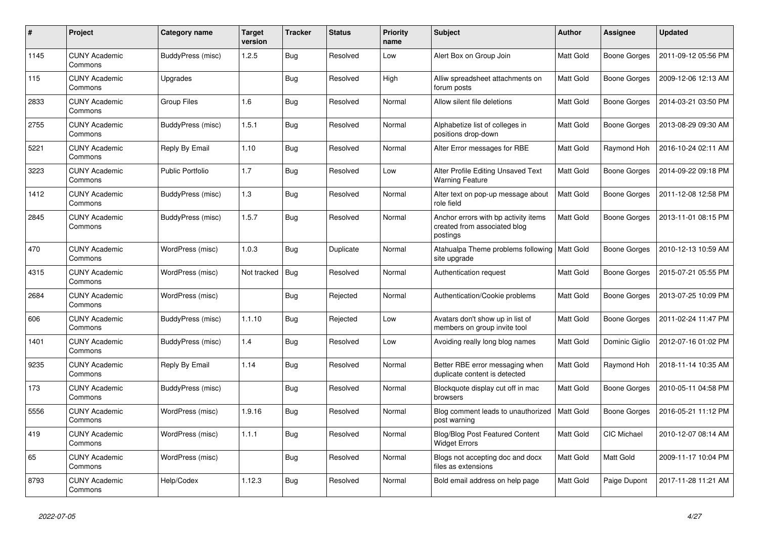| # | Project | Category name | Target version | Tracker | Status | Priority name | Subject | Author | Assignee | Updated |
|---|---|---|---|---|---|---|---|---|---|---|
| 1145 | CUNY Academic Commons | BuddyPress (misc) | 1.2.5 | Bug | Resolved | Low | Alert Box on Group Join | Matt Gold | Boone Gorges | 2011-09-12 05:56 PM |
| 115 | CUNY Academic Commons | Upgrades | | Bug | Resolved | High | Alliw spreadsheet attachments on forum posts | Matt Gold | Boone Gorges | 2009-12-06 12:13 AM |
| 2833 | CUNY Academic Commons | Group Files | 1.6 | Bug | Resolved | Normal | Allow silent file deletions | Matt Gold | Boone Gorges | 2014-03-21 03:50 PM |
| 2755 | CUNY Academic Commons | BuddyPress (misc) | 1.5.1 | Bug | Resolved | Normal | Alphabetize list of colleges in positions drop-down | Matt Gold | Boone Gorges | 2013-08-29 09:30 AM |
| 5221 | CUNY Academic Commons | Reply By Email | 1.10 | Bug | Resolved | Normal | Alter Error messages for RBE | Matt Gold | Raymond Hoh | 2016-10-24 02:11 AM |
| 3223 | CUNY Academic Commons | Public Portfolio | 1.7 | Bug | Resolved | Low | Alter Profile Editing Unsaved Text Warning Feature | Matt Gold | Boone Gorges | 2014-09-22 09:18 PM |
| 1412 | CUNY Academic Commons | BuddyPress (misc) | 1.3 | Bug | Resolved | Normal | Alter text on pop-up message about role field | Matt Gold | Boone Gorges | 2011-12-08 12:58 PM |
| 2845 | CUNY Academic Commons | BuddyPress (misc) | 1.5.7 | Bug | Resolved | Normal | Anchor errors with bp activity items created from associated blog postings | Matt Gold | Boone Gorges | 2013-11-01 08:15 PM |
| 470 | CUNY Academic Commons | WordPress (misc) | 1.0.3 | Bug | Duplicate | Normal | Atahualpa Theme problems following site upgrade | Matt Gold | Boone Gorges | 2010-12-13 10:59 AM |
| 4315 | CUNY Academic Commons | WordPress (misc) | Not tracked | Bug | Resolved | Normal | Authentication request | Matt Gold | Boone Gorges | 2015-07-21 05:55 PM |
| 2684 | CUNY Academic Commons | WordPress (misc) | | Bug | Rejected | Normal | Authentication/Cookie problems | Matt Gold | Boone Gorges | 2013-07-25 10:09 PM |
| 606 | CUNY Academic Commons | BuddyPress (misc) | 1.1.10 | Bug | Rejected | Low | Avatars don't show up in list of members on group invite tool | Matt Gold | Boone Gorges | 2011-02-24 11:47 PM |
| 1401 | CUNY Academic Commons | BuddyPress (misc) | 1.4 | Bug | Resolved | Low | Avoiding really long blog names | Matt Gold | Dominic Giglio | 2012-07-16 01:02 PM |
| 9235 | CUNY Academic Commons | Reply By Email | 1.14 | Bug | Resolved | Normal | Better RBE error messaging when duplicate content is detected | Matt Gold | Raymond Hoh | 2018-11-14 10:35 AM |
| 173 | CUNY Academic Commons | BuddyPress (misc) | | Bug | Resolved | Normal | Blockquote display cut off in mac browsers | Matt Gold | Boone Gorges | 2010-05-11 04:58 PM |
| 5556 | CUNY Academic Commons | WordPress (misc) | 1.9.16 | Bug | Resolved | Normal | Blog comment leads to unauthorized post warning | Matt Gold | Boone Gorges | 2016-05-21 11:12 PM |
| 419 | CUNY Academic Commons | WordPress (misc) | 1.1.1 | Bug | Resolved | Normal | Blog/Blog Post Featured Content Widget Errors | Matt Gold | CIC Michael | 2010-12-07 08:14 AM |
| 65 | CUNY Academic Commons | WordPress (misc) | | Bug | Resolved | Normal | Blogs not accepting doc and docx files as extensions | Matt Gold | Matt Gold | 2009-11-17 10:04 PM |
| 8793 | CUNY Academic Commons | Help/Codex | 1.12.3 | Bug | Resolved | Normal | Bold email address on help page | Matt Gold | Paige Dupont | 2017-11-28 11:21 AM |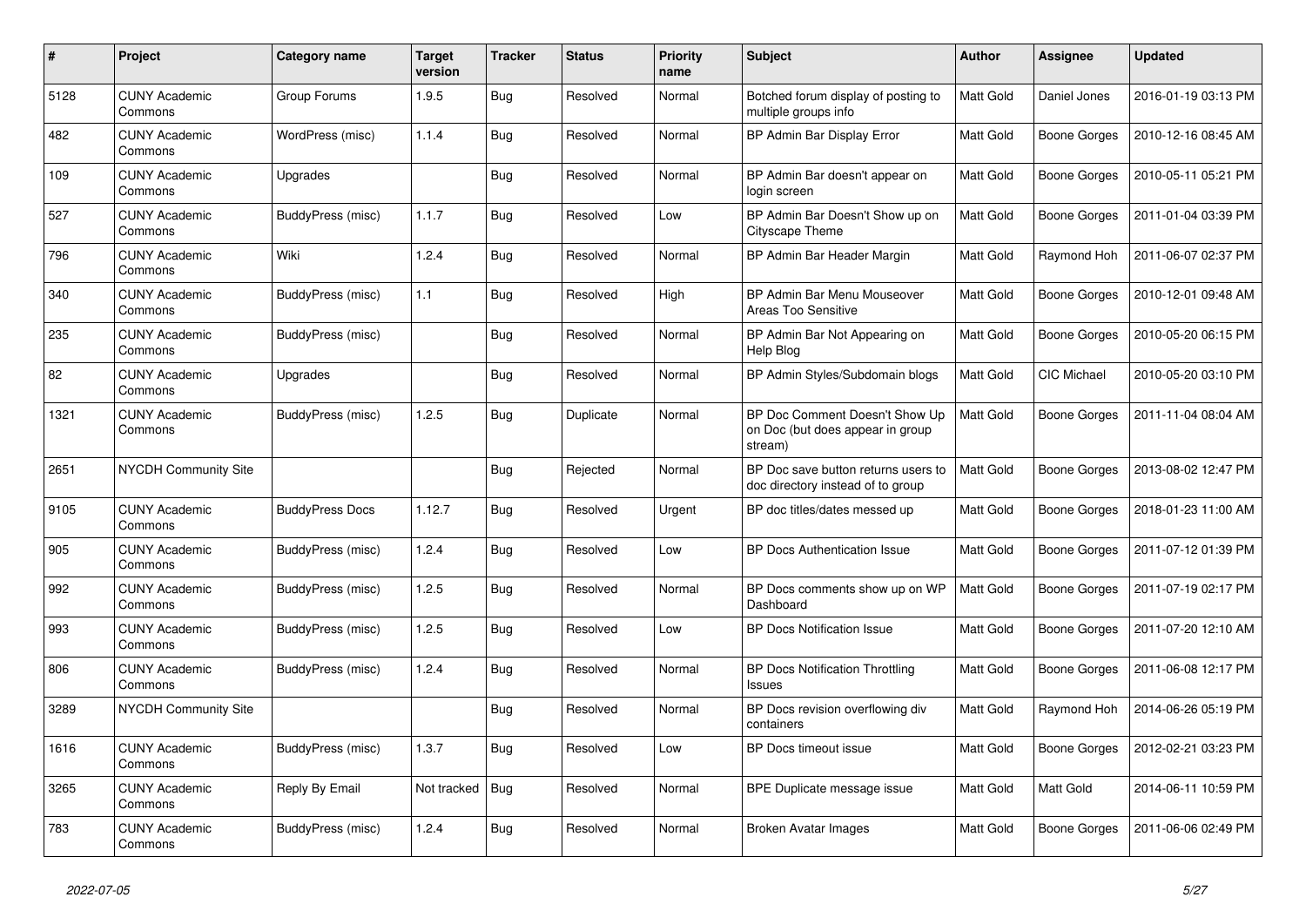| # | Project | Category name | Target version | Tracker | Status | Priority name | Subject | Author | Assignee | Updated |
|---|---|---|---|---|---|---|---|---|---|---|
| 5128 | CUNY Academic Commons | Group Forums | 1.9.5 | Bug | Resolved | Normal | Botched forum display of posting to multiple groups info | Matt Gold | Daniel Jones | 2016-01-19 03:13 PM |
| 482 | CUNY Academic Commons | WordPress (misc) | 1.1.4 | Bug | Resolved | Normal | BP Admin Bar Display Error | Matt Gold | Boone Gorges | 2010-12-16 08:45 AM |
| 109 | CUNY Academic Commons | Upgrades | | Bug | Resolved | Normal | BP Admin Bar doesn't appear on login screen | Matt Gold | Boone Gorges | 2010-05-11 05:21 PM |
| 527 | CUNY Academic Commons | BuddyPress (misc) | 1.1.7 | Bug | Resolved | Low | BP Admin Bar Doesn't Show up on Cityscape Theme | Matt Gold | Boone Gorges | 2011-01-04 03:39 PM |
| 796 | CUNY Academic Commons | Wiki | 1.2.4 | Bug | Resolved | Normal | BP Admin Bar Header Margin | Matt Gold | Raymond Hoh | 2011-06-07 02:37 PM |
| 340 | CUNY Academic Commons | BuddyPress (misc) | 1.1 | Bug | Resolved | High | BP Admin Bar Menu Mouseover Areas Too Sensitive | Matt Gold | Boone Gorges | 2010-12-01 09:48 AM |
| 235 | CUNY Academic Commons | BuddyPress (misc) | | Bug | Resolved | Normal | BP Admin Bar Not Appearing on Help Blog | Matt Gold | Boone Gorges | 2010-05-20 06:15 PM |
| 82 | CUNY Academic Commons | Upgrades | | Bug | Resolved | Normal | BP Admin Styles/Subdomain blogs | Matt Gold | CIC Michael | 2010-05-20 03:10 PM |
| 1321 | CUNY Academic Commons | BuddyPress (misc) | 1.2.5 | Bug | Duplicate | Normal | BP Doc Comment Doesn't Show Up on Doc (but does appear in group stream) | Matt Gold | Boone Gorges | 2011-11-04 08:04 AM |
| 2651 | NYCDH Community Site | | | Bug | Rejected | Normal | BP Doc save button returns users to doc directory instead of to group | Matt Gold | Boone Gorges | 2013-08-02 12:47 PM |
| 9105 | CUNY Academic Commons | BuddyPress Docs | 1.12.7 | Bug | Resolved | Urgent | BP doc titles/dates messed up | Matt Gold | Boone Gorges | 2018-01-23 11:00 AM |
| 905 | CUNY Academic Commons | BuddyPress (misc) | 1.2.4 | Bug | Resolved | Low | BP Docs Authentication Issue | Matt Gold | Boone Gorges | 2011-07-12 01:39 PM |
| 992 | CUNY Academic Commons | BuddyPress (misc) | 1.2.5 | Bug | Resolved | Normal | BP Docs comments show up on WP Dashboard | Matt Gold | Boone Gorges | 2011-07-19 02:17 PM |
| 993 | CUNY Academic Commons | BuddyPress (misc) | 1.2.5 | Bug | Resolved | Low | BP Docs Notification Issue | Matt Gold | Boone Gorges | 2011-07-20 12:10 AM |
| 806 | CUNY Academic Commons | BuddyPress (misc) | 1.2.4 | Bug | Resolved | Normal | BP Docs Notification Throttling Issues | Matt Gold | Boone Gorges | 2011-06-08 12:17 PM |
| 3289 | NYCDH Community Site | | | Bug | Resolved | Normal | BP Docs revision overflowing div containers | Matt Gold | Raymond Hoh | 2014-06-26 05:19 PM |
| 1616 | CUNY Academic Commons | BuddyPress (misc) | 1.3.7 | Bug | Resolved | Low | BP Docs timeout issue | Matt Gold | Boone Gorges | 2012-02-21 03:23 PM |
| 3265 | CUNY Academic Commons | Reply By Email | Not tracked | Bug | Resolved | Normal | BPE Duplicate message issue | Matt Gold | Matt Gold | 2014-06-11 10:59 PM |
| 783 | CUNY Academic Commons | BuddyPress (misc) | 1.2.4 | Bug | Resolved | Normal | Broken Avatar Images | Matt Gold | Boone Gorges | 2011-06-06 02:49 PM |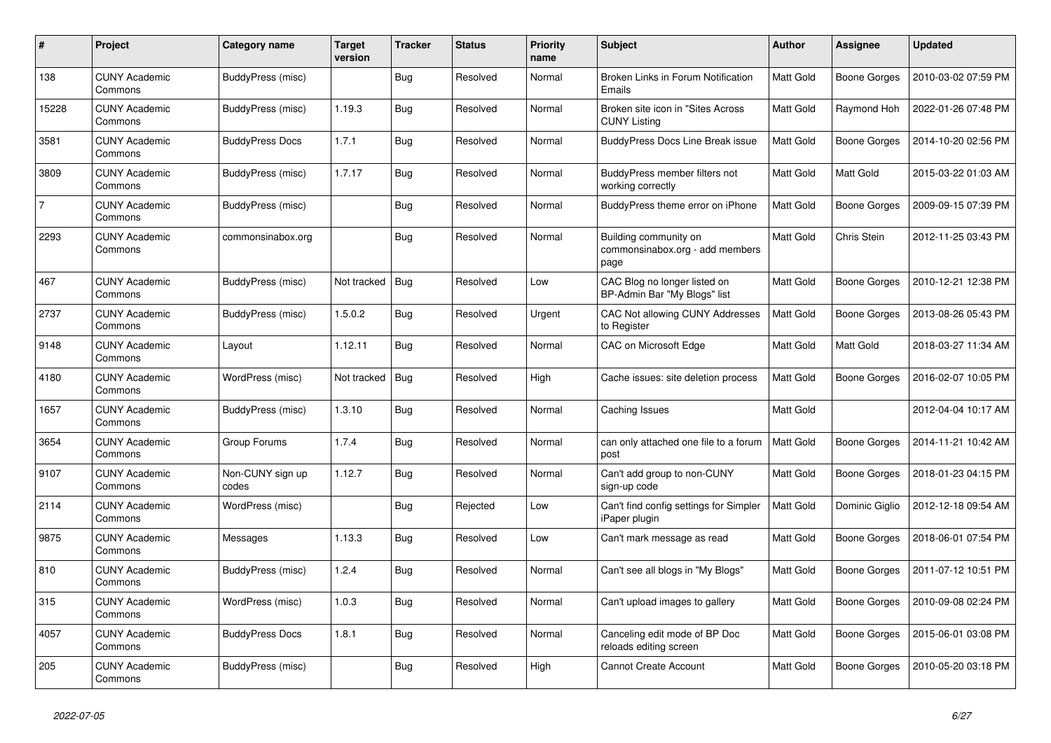| # | Project | Category name | Target version | Tracker | Status | Priority name | Subject | Author | Assignee | Updated |
|---|---|---|---|---|---|---|---|---|---|---|
| 138 | CUNY Academic Commons | BuddyPress (misc) | | Bug | Resolved | Normal | Broken Links in Forum Notification Emails | Matt Gold | Boone Gorges | 2010-03-02 07:59 PM |
| 15228 | CUNY Academic Commons | BuddyPress (misc) | 1.19.3 | Bug | Resolved | Normal | Broken site icon in "Sites Across CUNY Listing | Matt Gold | Raymond Hoh | 2022-01-26 07:48 PM |
| 3581 | CUNY Academic Commons | BuddyPress Docs | 1.7.1 | Bug | Resolved | Normal | BuddyPress Docs Line Break issue | Matt Gold | Boone Gorges | 2014-10-20 02:56 PM |
| 3809 | CUNY Academic Commons | BuddyPress (misc) | 1.7.17 | Bug | Resolved | Normal | BuddyPress member filters not working correctly | Matt Gold | Matt Gold | 2015-03-22 01:03 AM |
| 7 | CUNY Academic Commons | BuddyPress (misc) | | Bug | Resolved | Normal | BuddyPress theme error on iPhone | Matt Gold | Boone Gorges | 2009-09-15 07:39 PM |
| 2293 | CUNY Academic Commons | commonsinabox.org | | Bug | Resolved | Normal | Building community on commonsinabox.org - add members page | Matt Gold | Chris Stein | 2012-11-25 03:43 PM |
| 467 | CUNY Academic Commons | BuddyPress (misc) | Not tracked | Bug | Resolved | Low | CAC Blog no longer listed on BP-Admin Bar "My Blogs" list | Matt Gold | Boone Gorges | 2010-12-21 12:38 PM |
| 2737 | CUNY Academic Commons | BuddyPress (misc) | 1.5.0.2 | Bug | Resolved | Urgent | CAC Not allowing CUNY Addresses to Register | Matt Gold | Boone Gorges | 2013-08-26 05:43 PM |
| 9148 | CUNY Academic Commons | Layout | 1.12.11 | Bug | Resolved | Normal | CAC on Microsoft Edge | Matt Gold | Matt Gold | 2018-03-27 11:34 AM |
| 4180 | CUNY Academic Commons | WordPress (misc) | Not tracked | Bug | Resolved | High | Cache issues: site deletion process | Matt Gold | Boone Gorges | 2016-02-07 10:05 PM |
| 1657 | CUNY Academic Commons | BuddyPress (misc) | 1.3.10 | Bug | Resolved | Normal | Caching Issues | Matt Gold | | 2012-04-04 10:17 AM |
| 3654 | CUNY Academic Commons | Group Forums | 1.7.4 | Bug | Resolved | Normal | can only attached one file to a forum post | Matt Gold | Boone Gorges | 2014-11-21 10:42 AM |
| 9107 | CUNY Academic Commons | Non-CUNY sign up codes | 1.12.7 | Bug | Resolved | Normal | Can't add group to non-CUNY sign-up code | Matt Gold | Boone Gorges | 2018-01-23 04:15 PM |
| 2114 | CUNY Academic Commons | WordPress (misc) | | Bug | Rejected | Low | Can't find config settings for Simpler iPaper plugin | Matt Gold | Dominic Giglio | 2012-12-18 09:54 AM |
| 9875 | CUNY Academic Commons | Messages | 1.13.3 | Bug | Resolved | Low | Can't mark message as read | Matt Gold | Boone Gorges | 2018-06-01 07:54 PM |
| 810 | CUNY Academic Commons | BuddyPress (misc) | 1.2.4 | Bug | Resolved | Normal | Can't see all blogs in "My Blogs" | Matt Gold | Boone Gorges | 2011-07-12 10:51 PM |
| 315 | CUNY Academic Commons | WordPress (misc) | 1.0.3 | Bug | Resolved | Normal | Can't upload images to gallery | Matt Gold | Boone Gorges | 2010-09-08 02:24 PM |
| 4057 | CUNY Academic Commons | BuddyPress Docs | 1.8.1 | Bug | Resolved | Normal | Canceling edit mode of BP Doc reloads editing screen | Matt Gold | Boone Gorges | 2015-06-01 03:08 PM |
| 205 | CUNY Academic Commons | BuddyPress (misc) | | Bug | Resolved | High | Cannot Create Account | Matt Gold | Boone Gorges | 2010-05-20 03:18 PM |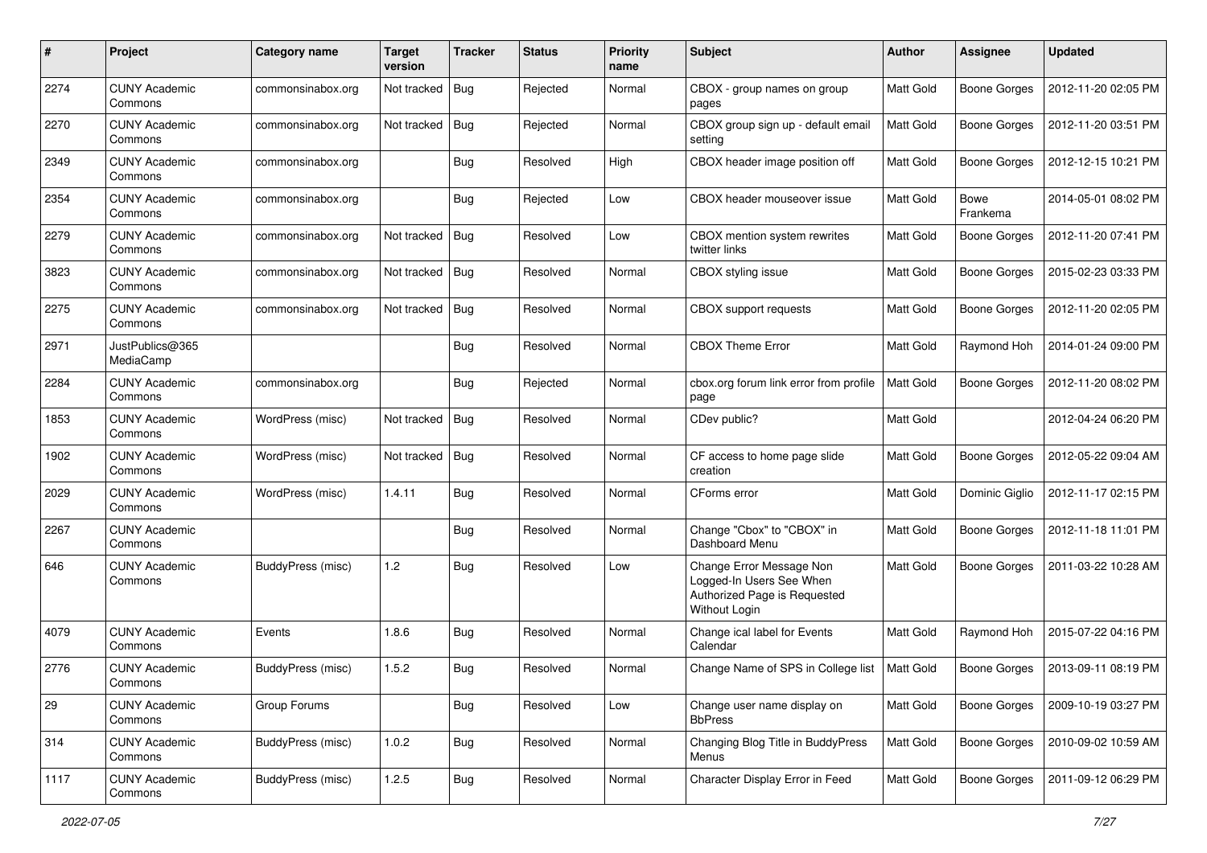| # | Project | Category name | Target version | Tracker | Status | Priority name | Subject | Author | Assignee | Updated |
|---|---|---|---|---|---|---|---|---|---|---|
| 2274 | CUNY Academic Commons | commonsinabox.org | Not tracked | Bug | Rejected | Normal | CBOX - group names on group pages | Matt Gold | Boone Gorges | 2012-11-20 02:05 PM |
| 2270 | CUNY Academic Commons | commonsinabox.org | Not tracked | Bug | Rejected | Normal | CBOX group sign up - default email setting | Matt Gold | Boone Gorges | 2012-11-20 03:51 PM |
| 2349 | CUNY Academic Commons | commonsinabox.org | | Bug | Resolved | High | CBOX header image position off | Matt Gold | Boone Gorges | 2012-12-15 10:21 PM |
| 2354 | CUNY Academic Commons | commonsinabox.org | | Bug | Rejected | Low | CBOX header mouseover issue | Matt Gold | Bowe Frankema | 2014-05-01 08:02 PM |
| 2279 | CUNY Academic Commons | commonsinabox.org | Not tracked | Bug | Resolved | Low | CBOX mention system rewrites twitter links | Matt Gold | Boone Gorges | 2012-11-20 07:41 PM |
| 3823 | CUNY Academic Commons | commonsinabox.org | Not tracked | Bug | Resolved | Normal | CBOX styling issue | Matt Gold | Boone Gorges | 2015-02-23 03:33 PM |
| 2275 | CUNY Academic Commons | commonsinabox.org | Not tracked | Bug | Resolved | Normal | CBOX support requests | Matt Gold | Boone Gorges | 2012-11-20 02:05 PM |
| 2971 | JustPublics@365 MediaCamp | | | Bug | Resolved | Normal | CBOX Theme Error | Matt Gold | Raymond Hoh | 2014-01-24 09:00 PM |
| 2284 | CUNY Academic Commons | commonsinabox.org | | Bug | Rejected | Normal | cbox.org forum link error from profile page | Matt Gold | Boone Gorges | 2012-11-20 08:02 PM |
| 1853 | CUNY Academic Commons | WordPress (misc) | Not tracked | Bug | Resolved | Normal | CDev public? | Matt Gold | | 2012-04-24 06:20 PM |
| 1902 | CUNY Academic Commons | WordPress (misc) | Not tracked | Bug | Resolved | Normal | CF access to home page slide creation | Matt Gold | Boone Gorges | 2012-05-22 09:04 AM |
| 2029 | CUNY Academic Commons | WordPress (misc) | 1.4.11 | Bug | Resolved | Normal | CForms error | Matt Gold | Dominic Giglio | 2012-11-17 02:15 PM |
| 2267 | CUNY Academic Commons | | | Bug | Resolved | Normal | Change "Cbox" to "CBOX" in Dashboard Menu | Matt Gold | Boone Gorges | 2012-11-18 11:01 PM |
| 646 | CUNY Academic Commons | BuddyPress (misc) | 1.2 | Bug | Resolved | Low | Change Error Message Non Logged-In Users See When Authorized Page is Requested Without Login | Matt Gold | Boone Gorges | 2011-03-22 10:28 AM |
| 4079 | CUNY Academic Commons | Events | 1.8.6 | Bug | Resolved | Normal | Change ical label for Events Calendar | Matt Gold | Raymond Hoh | 2015-07-22 04:16 PM |
| 2776 | CUNY Academic Commons | BuddyPress (misc) | 1.5.2 | Bug | Resolved | Normal | Change Name of SPS in College list | Matt Gold | Boone Gorges | 2013-09-11 08:19 PM |
| 29 | CUNY Academic Commons | Group Forums | | Bug | Resolved | Low | Change user name display on BbPress | Matt Gold | Boone Gorges | 2009-10-19 03:27 PM |
| 314 | CUNY Academic Commons | BuddyPress (misc) | 1.0.2 | Bug | Resolved | Normal | Changing Blog Title in BuddyPress Menus | Matt Gold | Boone Gorges | 2010-09-02 10:59 AM |
| 1117 | CUNY Academic Commons | BuddyPress (misc) | 1.2.5 | Bug | Resolved | Normal | Character Display Error in Feed | Matt Gold | Boone Gorges | 2011-09-12 06:29 PM |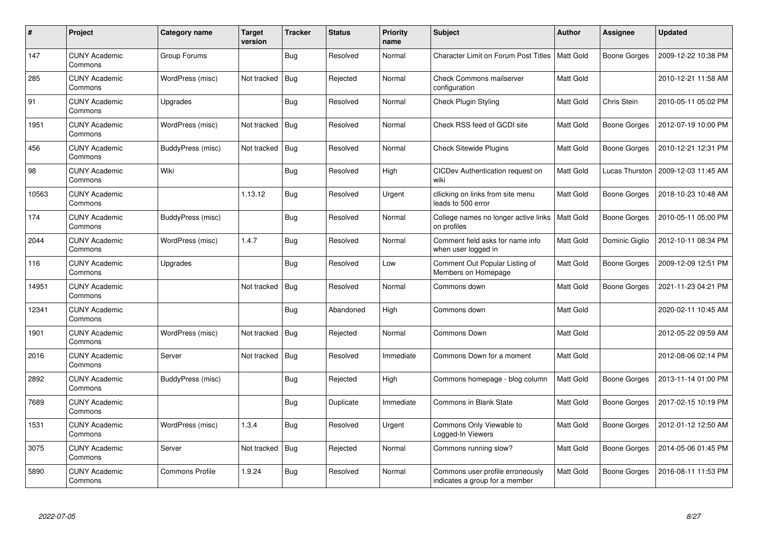| # | Project | Category name | Target version | Tracker | Status | Priority name | Subject | Author | Assignee | Updated |
|---|---|---|---|---|---|---|---|---|---|---|
| 147 | CUNY Academic Commons | Group Forums | | Bug | Resolved | Normal | Character Limit on Forum Post Titles | Matt Gold | Boone Gorges | 2009-12-22 10:38 PM |
| 285 | CUNY Academic Commons | WordPress (misc) | Not tracked | Bug | Rejected | Normal | Check Commons mailserver configuration | Matt Gold | | 2010-12-21 11:58 AM |
| 91 | CUNY Academic Commons | Upgrades | | Bug | Resolved | Normal | Check Plugin Styling | Matt Gold | Chris Stein | 2010-05-11 05:02 PM |
| 1951 | CUNY Academic Commons | WordPress (misc) | Not tracked | Bug | Resolved | Normal | Check RSS feed of GCDI site | Matt Gold | Boone Gorges | 2012-07-19 10:00 PM |
| 456 | CUNY Academic Commons | BuddyPress (misc) | Not tracked | Bug | Resolved | Normal | Check Sitewide Plugins | Matt Gold | Boone Gorges | 2010-12-21 12:31 PM |
| 98 | CUNY Academic Commons | Wiki | | Bug | Resolved | High | CICDev Authentication request on wiki | Matt Gold | Lucas Thurston | 2009-12-03 11:45 AM |
| 10563 | CUNY Academic Commons | | 1.13.12 | Bug | Resolved | Urgent | cllicking on links from site menu leads to 500 error | Matt Gold | Boone Gorges | 2018-10-23 10:48 AM |
| 174 | CUNY Academic Commons | BuddyPress (misc) | | Bug | Resolved | Normal | College names no longer active links on profiles | Matt Gold | Boone Gorges | 2010-05-11 05:00 PM |
| 2044 | CUNY Academic Commons | WordPress (misc) | 1.4.7 | Bug | Resolved | Normal | Comment field asks for name info when user logged in | Matt Gold | Dominic Giglio | 2012-10-11 08:34 PM |
| 116 | CUNY Academic Commons | Upgrades | | Bug | Resolved | Low | Comment Out Popular Listing of Members on Homepage | Matt Gold | Boone Gorges | 2009-12-09 12:51 PM |
| 14951 | CUNY Academic Commons | | Not tracked | Bug | Resolved | Normal | Commons down | Matt Gold | Boone Gorges | 2021-11-23 04:21 PM |
| 12341 | CUNY Academic Commons | | | Bug | Abandoned | High | Commons down | Matt Gold | | 2020-02-11 10:45 AM |
| 1901 | CUNY Academic Commons | WordPress (misc) | Not tracked | Bug | Rejected | Normal | Commons Down | Matt Gold | | 2012-05-22 09:59 AM |
| 2016 | CUNY Academic Commons | Server | Not tracked | Bug | Resolved | Immediate | Commons Down for a moment | Matt Gold | | 2012-08-06 02:14 PM |
| 2892 | CUNY Academic Commons | BuddyPress (misc) | | Bug | Rejected | High | Commons homepage - blog column | Matt Gold | Boone Gorges | 2013-11-14 01:00 PM |
| 7689 | CUNY Academic Commons | | | Bug | Duplicate | Immediate | Commons in Blank State | Matt Gold | Boone Gorges | 2017-02-15 10:19 PM |
| 1531 | CUNY Academic Commons | WordPress (misc) | 1.3.4 | Bug | Resolved | Urgent | Commons Only Viewable to Logged-In Viewers | Matt Gold | Boone Gorges | 2012-01-12 12:50 AM |
| 3075 | CUNY Academic Commons | Server | Not tracked | Bug | Rejected | Normal | Commons running slow? | Matt Gold | Boone Gorges | 2014-05-06 01:45 PM |
| 5890 | CUNY Academic Commons | Commons Profile | 1.9.24 | Bug | Resolved | Normal | Commons user profile erroneously indicates a group for a member | Matt Gold | Boone Gorges | 2016-08-11 11:53 PM |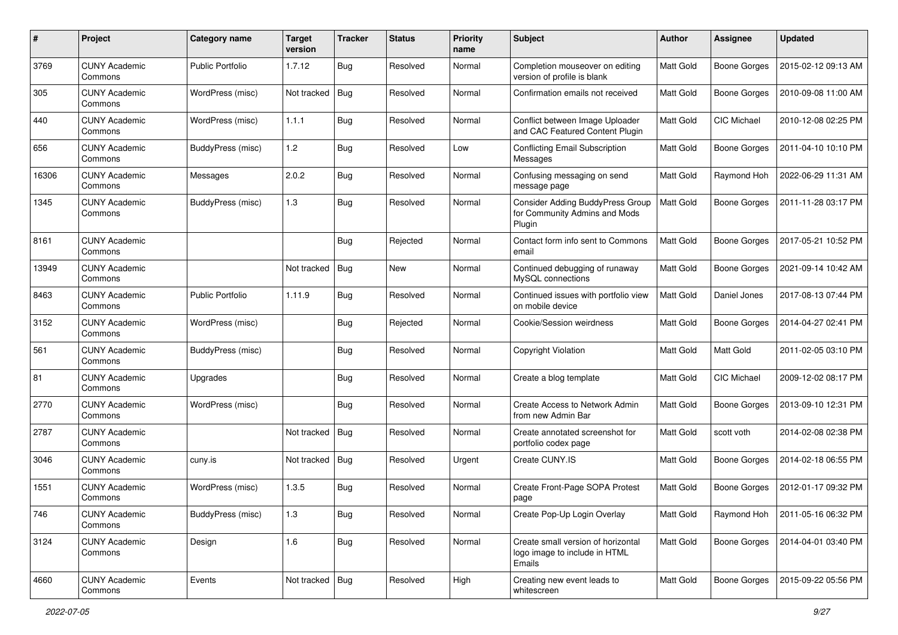| # | Project | Category name | Target version | Tracker | Status | Priority name | Subject | Author | Assignee | Updated |
|---|---|---|---|---|---|---|---|---|---|---|
| 3769 | CUNY Academic Commons | Public Portfolio | 1.7.12 | Bug | Resolved | Normal | Completion mouseover on editing version of profile is blank | Matt Gold | Boone Gorges | 2015-02-12 09:13 AM |
| 305 | CUNY Academic Commons | WordPress (misc) | Not tracked | Bug | Resolved | Normal | Confirmation emails not received | Matt Gold | Boone Gorges | 2010-09-08 11:00 AM |
| 440 | CUNY Academic Commons | WordPress (misc) | 1.1.1 | Bug | Resolved | Normal | Conflict between Image Uploader and CAC Featured Content Plugin | Matt Gold | CIC Michael | 2010-12-08 02:25 PM |
| 656 | CUNY Academic Commons | BuddyPress (misc) | 1.2 | Bug | Resolved | Low | Conflicting Email Subscription Messages | Matt Gold | Boone Gorges | 2011-04-10 10:10 PM |
| 16306 | CUNY Academic Commons | Messages | 2.0.2 | Bug | Resolved | Normal | Confusing messaging on send message page | Matt Gold | Raymond Hoh | 2022-06-29 11:31 AM |
| 1345 | CUNY Academic Commons | BuddyPress (misc) | 1.3 | Bug | Resolved | Normal | Consider Adding BuddyPress Group for Community Admins and Mods Plugin | Matt Gold | Boone Gorges | 2011-11-28 03:17 PM |
| 8161 | CUNY Academic Commons | | | Bug | Rejected | Normal | Contact form info sent to Commons email | Matt Gold | Boone Gorges | 2017-05-21 10:52 PM |
| 13949 | CUNY Academic Commons | | Not tracked | Bug | New | Normal | Continued debugging of runaway MySQL connections | Matt Gold | Boone Gorges | 2021-09-14 10:42 AM |
| 8463 | CUNY Academic Commons | Public Portfolio | 1.11.9 | Bug | Resolved | Normal | Continued issues with portfolio view on mobile device | Matt Gold | Daniel Jones | 2017-08-13 07:44 PM |
| 3152 | CUNY Academic Commons | WordPress (misc) | | Bug | Rejected | Normal | Cookie/Session weirdness | Matt Gold | Boone Gorges | 2014-04-27 02:41 PM |
| 561 | CUNY Academic Commons | BuddyPress (misc) | | Bug | Resolved | Normal | Copyright Violation | Matt Gold | Matt Gold | 2011-02-05 03:10 PM |
| 81 | CUNY Academic Commons | Upgrades | | Bug | Resolved | Normal | Create a blog template | Matt Gold | CIC Michael | 2009-12-02 08:17 PM |
| 2770 | CUNY Academic Commons | WordPress (misc) | | Bug | Resolved | Normal | Create Access to Network Admin from new Admin Bar | Matt Gold | Boone Gorges | 2013-09-10 12:31 PM |
| 2787 | CUNY Academic Commons | | Not tracked | Bug | Resolved | Normal | Create annotated screenshot for portfolio codex page | Matt Gold | scott voth | 2014-02-08 02:38 PM |
| 3046 | CUNY Academic Commons | cuny.is | Not tracked | Bug | Resolved | Urgent | Create CUNY.IS | Matt Gold | Boone Gorges | 2014-02-18 06:55 PM |
| 1551 | CUNY Academic Commons | WordPress (misc) | 1.3.5 | Bug | Resolved | Normal | Create Front-Page SOPA Protest page | Matt Gold | Boone Gorges | 2012-01-17 09:32 PM |
| 746 | CUNY Academic Commons | BuddyPress (misc) | 1.3 | Bug | Resolved | Normal | Create Pop-Up Login Overlay | Matt Gold | Raymond Hoh | 2011-05-16 06:32 PM |
| 3124 | CUNY Academic Commons | Design | 1.6 | Bug | Resolved | Normal | Create small version of horizontal logo image to include in HTML Emails | Matt Gold | Boone Gorges | 2014-04-01 03:40 PM |
| 4660 | CUNY Academic Commons | Events | Not tracked | Bug | Resolved | High | Creating new event leads to whitescreen | Matt Gold | Boone Gorges | 2015-09-22 05:56 PM |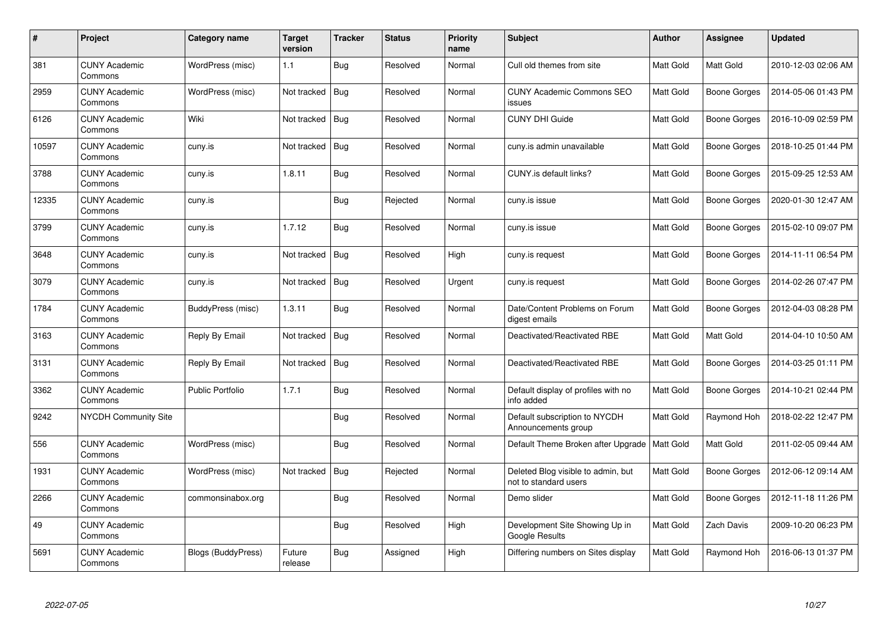| # | Project | Category name | Target version | Tracker | Status | Priority name | Subject | Author | Assignee | Updated |
|---|---|---|---|---|---|---|---|---|---|---|
| 381 | CUNY Academic Commons | WordPress (misc) | 1.1 | Bug | Resolved | Normal | Cull old themes from site | Matt Gold | Matt Gold | 2010-12-03 02:06 AM |
| 2959 | CUNY Academic Commons | WordPress (misc) | Not tracked | Bug | Resolved | Normal | CUNY Academic Commons SEO issues | Matt Gold | Boone Gorges | 2014-05-06 01:43 PM |
| 6126 | CUNY Academic Commons | Wiki | Not tracked | Bug | Resolved | Normal | CUNY DHI Guide | Matt Gold | Boone Gorges | 2016-10-09 02:59 PM |
| 10597 | CUNY Academic Commons | cuny.is | Not tracked | Bug | Resolved | Normal | cuny.is admin unavailable | Matt Gold | Boone Gorges | 2018-10-25 01:44 PM |
| 3788 | CUNY Academic Commons | cuny.is | 1.8.11 | Bug | Resolved | Normal | CUNY.is default links? | Matt Gold | Boone Gorges | 2015-09-25 12:53 AM |
| 12335 | CUNY Academic Commons | cuny.is | | Bug | Rejected | Normal | cuny.is issue | Matt Gold | Boone Gorges | 2020-01-30 12:47 AM |
| 3799 | CUNY Academic Commons | cuny.is | 1.7.12 | Bug | Resolved | Normal | cuny.is issue | Matt Gold | Boone Gorges | 2015-02-10 09:07 PM |
| 3648 | CUNY Academic Commons | cuny.is | Not tracked | Bug | Resolved | High | cuny.is request | Matt Gold | Boone Gorges | 2014-11-11 06:54 PM |
| 3079 | CUNY Academic Commons | cuny.is | Not tracked | Bug | Resolved | Urgent | cuny.is request | Matt Gold | Boone Gorges | 2014-02-26 07:47 PM |
| 1784 | CUNY Academic Commons | BuddyPress (misc) | 1.3.11 | Bug | Resolved | Normal | Date/Content Problems on Forum digest emails | Matt Gold | Boone Gorges | 2012-04-03 08:28 PM |
| 3163 | CUNY Academic Commons | Reply By Email | Not tracked | Bug | Resolved | Normal | Deactivated/Reactivated RBE | Matt Gold | Matt Gold | 2014-04-10 10:50 AM |
| 3131 | CUNY Academic Commons | Reply By Email | Not tracked | Bug | Resolved | Normal | Deactivated/Reactivated RBE | Matt Gold | Boone Gorges | 2014-03-25 01:11 PM |
| 3362 | CUNY Academic Commons | Public Portfolio | 1.7.1 | Bug | Resolved | Normal | Default display of profiles with no info added | Matt Gold | Boone Gorges | 2014-10-21 02:44 PM |
| 9242 | NYCDH Community Site | | | Bug | Resolved | Normal | Default subscription to NYCDH Announcements group | Matt Gold | Raymond Hoh | 2018-02-22 12:47 PM |
| 556 | CUNY Academic Commons | WordPress (misc) | | Bug | Resolved | Normal | Default Theme Broken after Upgrade | Matt Gold | Matt Gold | 2011-02-05 09:44 AM |
| 1931 | CUNY Academic Commons | WordPress (misc) | Not tracked | Bug | Rejected | Normal | Deleted Blog visible to admin, but not to standard users | Matt Gold | Boone Gorges | 2012-06-12 09:14 AM |
| 2266 | CUNY Academic Commons | commonsinabox.org | | Bug | Resolved | Normal | Demo slider | Matt Gold | Boone Gorges | 2012-11-18 11:26 PM |
| 49 | CUNY Academic Commons | | | Bug | Resolved | High | Development Site Showing Up in Google Results | Matt Gold | Zach Davis | 2009-10-20 06:23 PM |
| 5691 | CUNY Academic Commons | Blogs (BuddyPress) | Future release | Bug | Assigned | High | Differing numbers on Sites display | Matt Gold | Raymond Hoh | 2016-06-13 01:37 PM |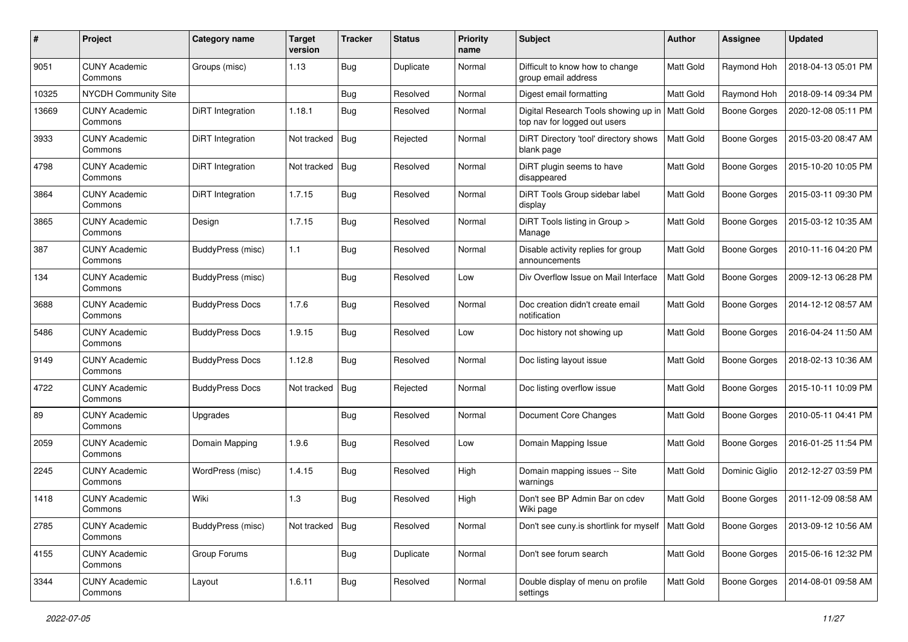| # | Project | Category name | Target version | Tracker | Status | Priority name | Subject | Author | Assignee | Updated |
|---|---|---|---|---|---|---|---|---|---|---|
| 9051 | CUNY Academic Commons | Groups (misc) | 1.13 | Bug | Duplicate | Normal | Difficult to know how to change group email address | Matt Gold | Raymond Hoh | 2018-04-13 05:01 PM |
| 10325 | NYCDH Community Site | | | Bug | Resolved | Normal | Digest email formatting | Matt Gold | Raymond Hoh | 2018-09-14 09:34 PM |
| 13669 | CUNY Academic Commons | DiRT Integration | 1.18.1 | Bug | Resolved | Normal | Digital Research Tools showing up in top nav for logged out users | Matt Gold | Boone Gorges | 2020-12-08 05:11 PM |
| 3933 | CUNY Academic Commons | DiRT Integration | Not tracked | Bug | Rejected | Normal | DiRT Directory 'tool' directory shows blank page | Matt Gold | Boone Gorges | 2015-03-20 08:47 AM |
| 4798 | CUNY Academic Commons | DiRT Integration | Not tracked | Bug | Resolved | Normal | DiRT plugin seems to have disappeared | Matt Gold | Boone Gorges | 2015-10-20 10:05 PM |
| 3864 | CUNY Academic Commons | DiRT Integration | 1.7.15 | Bug | Resolved | Normal | DiRT Tools Group sidebar label display | Matt Gold | Boone Gorges | 2015-03-11 09:30 PM |
| 3865 | CUNY Academic Commons | Design | 1.7.15 | Bug | Resolved | Normal | DiRT Tools listing in Group > Manage | Matt Gold | Boone Gorges | 2015-03-12 10:35 AM |
| 387 | CUNY Academic Commons | BuddyPress (misc) | 1.1 | Bug | Resolved | Normal | Disable activity replies for group announcements | Matt Gold | Boone Gorges | 2010-11-16 04:20 PM |
| 134 | CUNY Academic Commons | BuddyPress (misc) | | Bug | Resolved | Low | Div Overflow Issue on Mail Interface | Matt Gold | Boone Gorges | 2009-12-13 06:28 PM |
| 3688 | CUNY Academic Commons | BuddyPress Docs | 1.7.6 | Bug | Resolved | Normal | Doc creation didn't create email notification | Matt Gold | Boone Gorges | 2014-12-12 08:57 AM |
| 5486 | CUNY Academic Commons | BuddyPress Docs | 1.9.15 | Bug | Resolved | Low | Doc history not showing up | Matt Gold | Boone Gorges | 2016-04-24 11:50 AM |
| 9149 | CUNY Academic Commons | BuddyPress Docs | 1.12.8 | Bug | Resolved | Normal | Doc listing layout issue | Matt Gold | Boone Gorges | 2018-02-13 10:36 AM |
| 4722 | CUNY Academic Commons | BuddyPress Docs | Not tracked | Bug | Rejected | Normal | Doc listing overflow issue | Matt Gold | Boone Gorges | 2015-10-11 10:09 PM |
| 89 | CUNY Academic Commons | Upgrades | | Bug | Resolved | Normal | Document Core Changes | Matt Gold | Boone Gorges | 2010-05-11 04:41 PM |
| 2059 | CUNY Academic Commons | Domain Mapping | 1.9.6 | Bug | Resolved | Low | Domain Mapping Issue | Matt Gold | Boone Gorges | 2016-01-25 11:54 PM |
| 2245 | CUNY Academic Commons | WordPress (misc) | 1.4.15 | Bug | Resolved | High | Domain mapping issues -- Site warnings | Matt Gold | Dominic Giglio | 2012-12-27 03:59 PM |
| 1418 | CUNY Academic Commons | Wiki | 1.3 | Bug | Resolved | High | Don't see BP Admin Bar on cdev Wiki page | Matt Gold | Boone Gorges | 2011-12-09 08:58 AM |
| 2785 | CUNY Academic Commons | BuddyPress (misc) | Not tracked | Bug | Resolved | Normal | Don't see cuny.is shortlink for myself | Matt Gold | Boone Gorges | 2013-09-12 10:56 AM |
| 4155 | CUNY Academic Commons | Group Forums | | Bug | Duplicate | Normal | Don't see forum search | Matt Gold | Boone Gorges | 2015-06-16 12:32 PM |
| 3344 | CUNY Academic Commons | Layout | 1.6.11 | Bug | Resolved | Normal | Double display of menu on profile settings | Matt Gold | Boone Gorges | 2014-08-01 09:58 AM |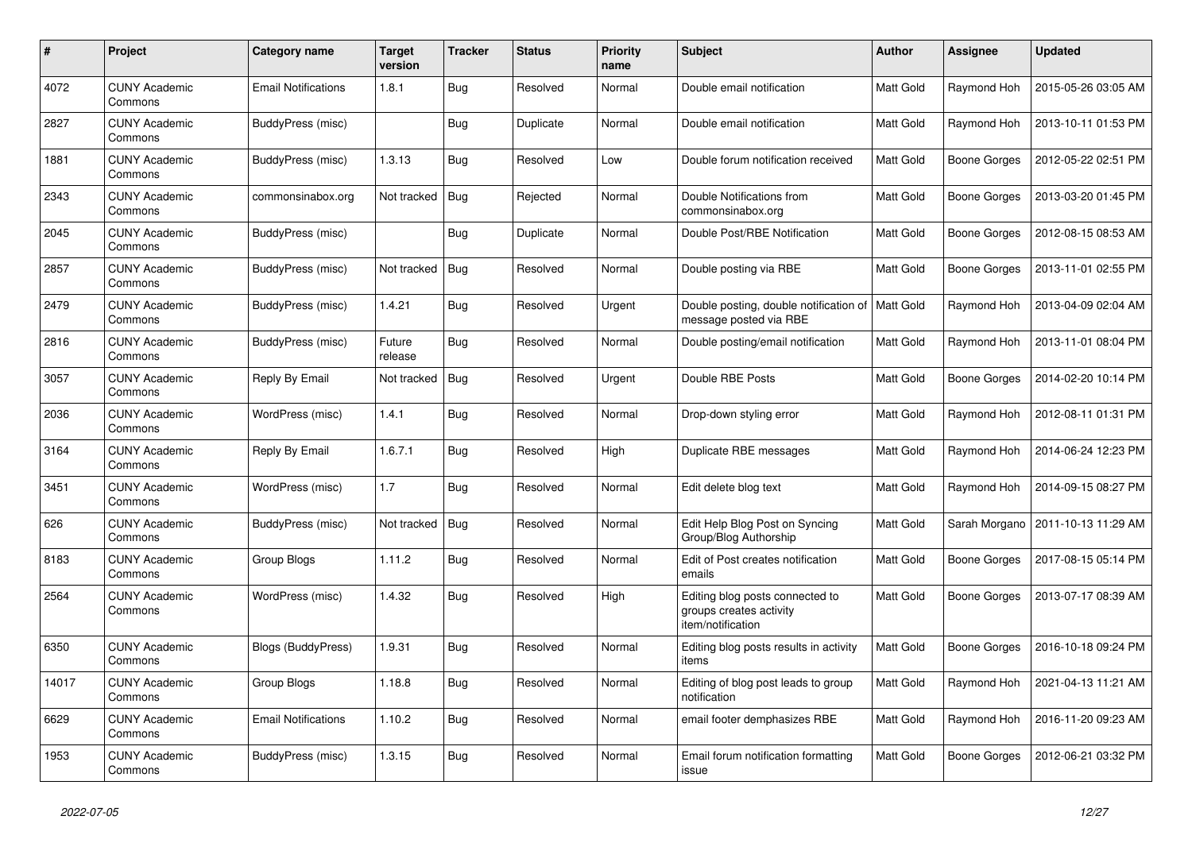| # | Project | Category name | Target version | Tracker | Status | Priority name | Subject | Author | Assignee | Updated |
|---|---|---|---|---|---|---|---|---|---|---|
| 4072 | CUNY Academic Commons | Email Notifications | 1.8.1 | Bug | Resolved | Normal | Double email notification | Matt Gold | Raymond Hoh | 2015-05-26 03:05 AM |
| 2827 | CUNY Academic Commons | BuddyPress (misc) | | Bug | Duplicate | Normal | Double email notification | Matt Gold | Raymond Hoh | 2013-10-11 01:53 PM |
| 1881 | CUNY Academic Commons | BuddyPress (misc) | 1.3.13 | Bug | Resolved | Low | Double forum notification received | Matt Gold | Boone Gorges | 2012-05-22 02:51 PM |
| 2343 | CUNY Academic Commons | commonsinabox.org | Not tracked | Bug | Rejected | Normal | Double Notifications from commonsinabox.org | Matt Gold | Boone Gorges | 2013-03-20 01:45 PM |
| 2045 | CUNY Academic Commons | BuddyPress (misc) | | Bug | Duplicate | Normal | Double Post/RBE Notification | Matt Gold | Boone Gorges | 2012-08-15 08:53 AM |
| 2857 | CUNY Academic Commons | BuddyPress (misc) | Not tracked | Bug | Resolved | Normal | Double posting via RBE | Matt Gold | Boone Gorges | 2013-11-01 02:55 PM |
| 2479 | CUNY Academic Commons | BuddyPress (misc) | 1.4.21 | Bug | Resolved | Urgent | Double posting, double notification of message posted via RBE | Matt Gold | Raymond Hoh | 2013-04-09 02:04 AM |
| 2816 | CUNY Academic Commons | BuddyPress (misc) | Future release | Bug | Resolved | Normal | Double posting/email notification | Matt Gold | Raymond Hoh | 2013-11-01 08:04 PM |
| 3057 | CUNY Academic Commons | Reply By Email | Not tracked | Bug | Resolved | Urgent | Double RBE Posts | Matt Gold | Boone Gorges | 2014-02-20 10:14 PM |
| 2036 | CUNY Academic Commons | WordPress (misc) | 1.4.1 | Bug | Resolved | Normal | Drop-down styling error | Matt Gold | Raymond Hoh | 2012-08-11 01:31 PM |
| 3164 | CUNY Academic Commons | Reply By Email | 1.6.7.1 | Bug | Resolved | High | Duplicate RBE messages | Matt Gold | Raymond Hoh | 2014-06-24 12:23 PM |
| 3451 | CUNY Academic Commons | WordPress (misc) | 1.7 | Bug | Resolved | Normal | Edit delete blog text | Matt Gold | Raymond Hoh | 2014-09-15 08:27 PM |
| 626 | CUNY Academic Commons | BuddyPress (misc) | Not tracked | Bug | Resolved | Normal | Edit Help Blog Post on Syncing Group/Blog Authorship | Matt Gold | Sarah Morgano | 2011-10-13 11:29 AM |
| 8183 | CUNY Academic Commons | Group Blogs | 1.11.2 | Bug | Resolved | Normal | Edit of Post creates notification emails | Matt Gold | Boone Gorges | 2017-08-15 05:14 PM |
| 2564 | CUNY Academic Commons | WordPress (misc) | 1.4.32 | Bug | Resolved | High | Editing blog posts connected to groups creates activity item/notification | Matt Gold | Boone Gorges | 2013-07-17 08:39 AM |
| 6350 | CUNY Academic Commons | Blogs (BuddyPress) | 1.9.31 | Bug | Resolved | Normal | Editing blog posts results in activity items | Matt Gold | Boone Gorges | 2016-10-18 09:24 PM |
| 14017 | CUNY Academic Commons | Group Blogs | 1.18.8 | Bug | Resolved | Normal | Editing of blog post leads to group notification | Matt Gold | Raymond Hoh | 2021-04-13 11:21 AM |
| 6629 | CUNY Academic Commons | Email Notifications | 1.10.2 | Bug | Resolved | Normal | email footer demphasizes RBE | Matt Gold | Raymond Hoh | 2016-11-20 09:23 AM |
| 1953 | CUNY Academic Commons | BuddyPress (misc) | 1.3.15 | Bug | Resolved | Normal | Email forum notification formatting issue | Matt Gold | Boone Gorges | 2012-06-21 03:32 PM |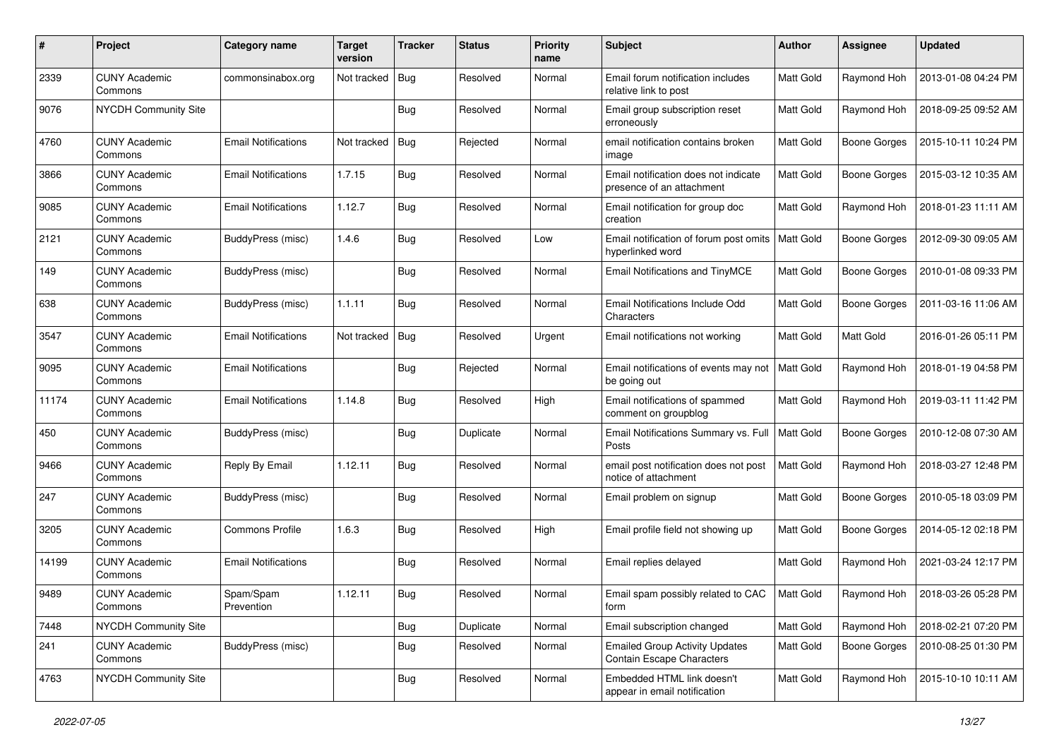| # | Project | Category name | Target version | Tracker | Status | Priority name | Subject | Author | Assignee | Updated |
|---|---|---|---|---|---|---|---|---|---|---|
| 2339 | CUNY Academic Commons | commonsinabox.org | Not tracked | Bug | Resolved | Normal | Email forum notification includes relative link to post | Matt Gold | Raymond Hoh | 2013-01-08 04:24 PM |
| 9076 | NYCDH Community Site | | | Bug | Resolved | Normal | Email group subscription reset erroneously | Matt Gold | Raymond Hoh | 2018-09-25 09:52 AM |
| 4760 | CUNY Academic Commons | Email Notifications | Not tracked | Bug | Rejected | Normal | email notification contains broken image | Matt Gold | Boone Gorges | 2015-10-11 10:24 PM |
| 3866 | CUNY Academic Commons | Email Notifications | 1.7.15 | Bug | Resolved | Normal | Email notification does not indicate presence of an attachment | Matt Gold | Boone Gorges | 2015-03-12 10:35 AM |
| 9085 | CUNY Academic Commons | Email Notifications | 1.12.7 | Bug | Resolved | Normal | Email notification for group doc creation | Matt Gold | Raymond Hoh | 2018-01-23 11:11 AM |
| 2121 | CUNY Academic Commons | BuddyPress (misc) | 1.4.6 | Bug | Resolved | Low | Email notification of forum post omits hyperlinked word | Matt Gold | Boone Gorges | 2012-09-30 09:05 AM |
| 149 | CUNY Academic Commons | BuddyPress (misc) | | Bug | Resolved | Normal | Email Notifications and TinyMCE | Matt Gold | Boone Gorges | 2010-01-08 09:33 PM |
| 638 | CUNY Academic Commons | BuddyPress (misc) | 1.1.11 | Bug | Resolved | Normal | Email Notifications Include Odd Characters | Matt Gold | Boone Gorges | 2011-03-16 11:06 AM |
| 3547 | CUNY Academic Commons | Email Notifications | Not tracked | Bug | Resolved | Urgent | Email notifications not working | Matt Gold | Matt Gold | 2016-01-26 05:11 PM |
| 9095 | CUNY Academic Commons | Email Notifications | | Bug | Rejected | Normal | Email notifications of events may not be going out | Matt Gold | Raymond Hoh | 2018-01-19 04:58 PM |
| 11174 | CUNY Academic Commons | Email Notifications | 1.14.8 | Bug | Resolved | High | Email notifications of spammed comment on groupblog | Matt Gold | Raymond Hoh | 2019-03-11 11:42 PM |
| 450 | CUNY Academic Commons | BuddyPress (misc) | | Bug | Duplicate | Normal | Email Notifications Summary vs. Full Posts | Matt Gold | Boone Gorges | 2010-12-08 07:30 AM |
| 9466 | CUNY Academic Commons | Reply By Email | 1.12.11 | Bug | Resolved | Normal | email post notification does not post notice of attachment | Matt Gold | Raymond Hoh | 2018-03-27 12:48 PM |
| 247 | CUNY Academic Commons | BuddyPress (misc) | | Bug | Resolved | Normal | Email problem on signup | Matt Gold | Boone Gorges | 2010-05-18 03:09 PM |
| 3205 | CUNY Academic Commons | Commons Profile | 1.6.3 | Bug | Resolved | High | Email profile field not showing up | Matt Gold | Boone Gorges | 2014-05-12 02:18 PM |
| 14199 | CUNY Academic Commons | Email Notifications | | Bug | Resolved | Normal | Email replies delayed | Matt Gold | Raymond Hoh | 2021-03-24 12:17 PM |
| 9489 | CUNY Academic Commons | Spam/Spam Prevention | 1.12.11 | Bug | Resolved | Normal | Email spam possibly related to CAC form | Matt Gold | Raymond Hoh | 2018-03-26 05:28 PM |
| 7448 | NYCDH Community Site | | | Bug | Duplicate | Normal | Email subscription changed | Matt Gold | Raymond Hoh | 2018-02-21 07:20 PM |
| 241 | CUNY Academic Commons | BuddyPress (misc) | | Bug | Resolved | Normal | Emailed Group Activity Updates Contain Escape Characters | Matt Gold | Boone Gorges | 2010-08-25 01:30 PM |
| 4763 | NYCDH Community Site | | | Bug | Resolved | Normal | Embedded HTML link doesn't appear in email notification | Matt Gold | Raymond Hoh | 2015-10-10 10:11 AM |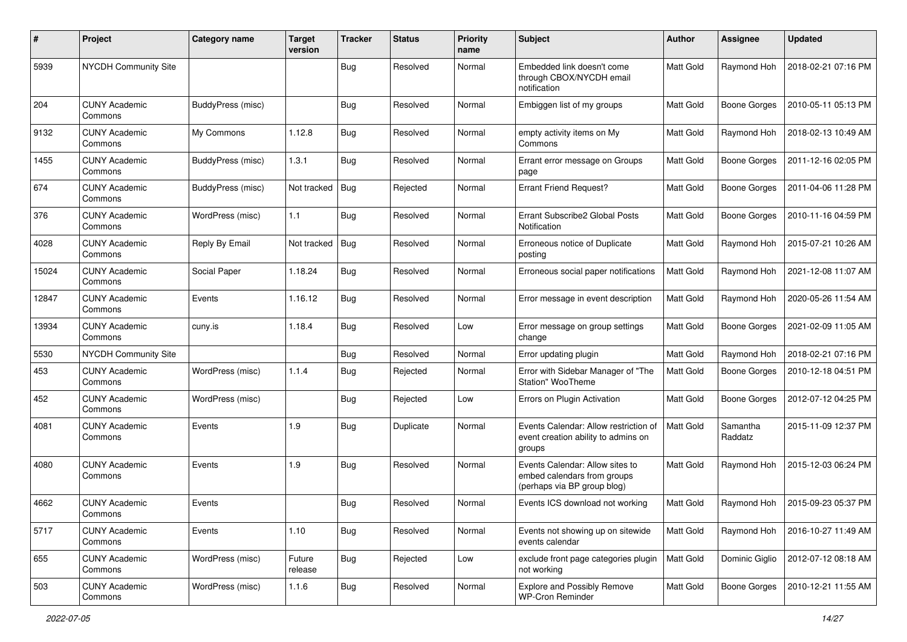| # | Project | Category name | Target version | Tracker | Status | Priority name | Subject | Author | Assignee | Updated |
|---|---|---|---|---|---|---|---|---|---|---|
| 5939 | NYCDH Community Site | | | Bug | Resolved | Normal | Embedded link doesn't come through CBOX/NYCDH email notification | Matt Gold | Raymond Hoh | 2018-02-21 07:16 PM |
| 204 | CUNY Academic Commons | BuddyPress (misc) | | Bug | Resolved | Normal | Embiggen list of my groups | Matt Gold | Boone Gorges | 2010-05-11 05:13 PM |
| 9132 | CUNY Academic Commons | My Commons | 1.12.8 | Bug | Resolved | Normal | empty activity items on My Commons | Matt Gold | Raymond Hoh | 2018-02-13 10:49 AM |
| 1455 | CUNY Academic Commons | BuddyPress (misc) | 1.3.1 | Bug | Resolved | Normal | Errant error message on Groups page | Matt Gold | Boone Gorges | 2011-12-16 02:05 PM |
| 674 | CUNY Academic Commons | BuddyPress (misc) | Not tracked | Bug | Rejected | Normal | Errant Friend Request? | Matt Gold | Boone Gorges | 2011-04-06 11:28 PM |
| 376 | CUNY Academic Commons | WordPress (misc) | 1.1 | Bug | Resolved | Normal | Errant Subscribe2 Global Posts Notification | Matt Gold | Boone Gorges | 2010-11-16 04:59 PM |
| 4028 | CUNY Academic Commons | Reply By Email | Not tracked | Bug | Resolved | Normal | Erroneous notice of Duplicate posting | Matt Gold | Raymond Hoh | 2015-07-21 10:26 AM |
| 15024 | CUNY Academic Commons | Social Paper | 1.18.24 | Bug | Resolved | Normal | Erroneous social paper notifications | Matt Gold | Raymond Hoh | 2021-12-08 11:07 AM |
| 12847 | CUNY Academic Commons | Events | 1.16.12 | Bug | Resolved | Normal | Error message in event description | Matt Gold | Raymond Hoh | 2020-05-26 11:54 AM |
| 13934 | CUNY Academic Commons | cuny.is | 1.18.4 | Bug | Resolved | Low | Error message on group settings change | Matt Gold | Boone Gorges | 2021-02-09 11:05 AM |
| 5530 | NYCDH Community Site | | | Bug | Resolved | Normal | Error updating plugin | Matt Gold | Raymond Hoh | 2018-02-21 07:16 PM |
| 453 | CUNY Academic Commons | WordPress (misc) | 1.1.4 | Bug | Rejected | Normal | Error with Sidebar Manager of "The Station" WooTheme | Matt Gold | Boone Gorges | 2010-12-18 04:51 PM |
| 452 | CUNY Academic Commons | WordPress (misc) | | Bug | Rejected | Low | Errors on Plugin Activation | Matt Gold | Boone Gorges | 2012-07-12 04:25 PM |
| 4081 | CUNY Academic Commons | Events | 1.9 | Bug | Duplicate | Normal | Events Calendar: Allow restriction of event creation ability to admins on groups | Matt Gold | Samantha Raddatz | 2015-11-09 12:37 PM |
| 4080 | CUNY Academic Commons | Events | 1.9 | Bug | Resolved | Normal | Events Calendar: Allow sites to embed calendars from groups (perhaps via BP group blog) | Matt Gold | Raymond Hoh | 2015-12-03 06:24 PM |
| 4662 | CUNY Academic Commons | Events | | Bug | Resolved | Normal | Events ICS download not working | Matt Gold | Raymond Hoh | 2015-09-23 05:37 PM |
| 5717 | CUNY Academic Commons | Events | 1.10 | Bug | Resolved | Normal | Events not showing up on sitewide events calendar | Matt Gold | Raymond Hoh | 2016-10-27 11:49 AM |
| 655 | CUNY Academic Commons | WordPress (misc) | Future release | Bug | Rejected | Low | exclude front page categories plugin not working | Matt Gold | Dominic Giglio | 2012-07-12 08:18 AM |
| 503 | CUNY Academic Commons | WordPress (misc) | 1.1.6 | Bug | Resolved | Normal | Explore and Possibly Remove WP-Cron Reminder | Matt Gold | Boone Gorges | 2010-12-21 11:55 AM |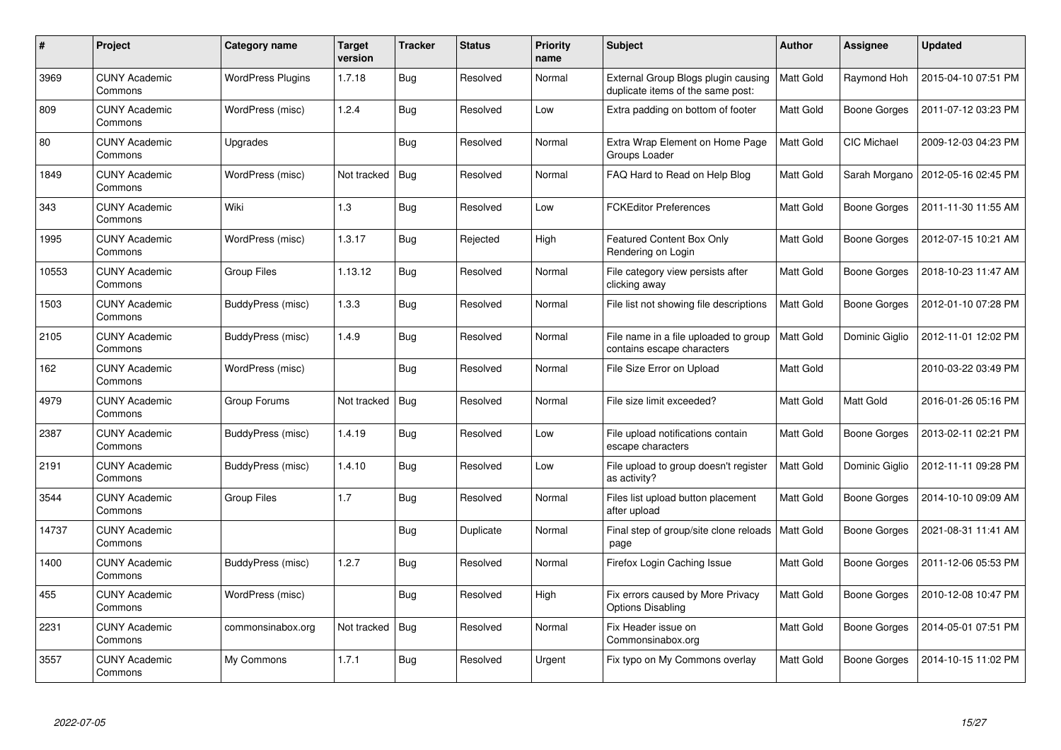| # | Project | Category name | Target version | Tracker | Status | Priority name | Subject | Author | Assignee | Updated |
|---|---|---|---|---|---|---|---|---|---|---|
| 3969 | CUNY Academic Commons | WordPress Plugins | 1.7.18 | Bug | Resolved | Normal | External Group Blogs plugin causing duplicate items of the same post: | Matt Gold | Raymond Hoh | 2015-04-10 07:51 PM |
| 809 | CUNY Academic Commons | WordPress (misc) | 1.2.4 | Bug | Resolved | Low | Extra padding on bottom of footer | Matt Gold | Boone Gorges | 2011-07-12 03:23 PM |
| 80 | CUNY Academic Commons | Upgrades | | Bug | Resolved | Normal | Extra Wrap Element on Home Page Groups Loader | Matt Gold | CIC Michael | 2009-12-03 04:23 PM |
| 1849 | CUNY Academic Commons | WordPress (misc) | Not tracked | Bug | Resolved | Normal | FAQ Hard to Read on Help Blog | Matt Gold | Sarah Morgano | 2012-05-16 02:45 PM |
| 343 | CUNY Academic Commons | Wiki | 1.3 | Bug | Resolved | Low | FCKEditor Preferences | Matt Gold | Boone Gorges | 2011-11-30 11:55 AM |
| 1995 | CUNY Academic Commons | WordPress (misc) | 1.3.17 | Bug | Rejected | High | Featured Content Box Only Rendering on Login | Matt Gold | Boone Gorges | 2012-07-15 10:21 AM |
| 10553 | CUNY Academic Commons | Group Files | 1.13.12 | Bug | Resolved | Normal | File category view persists after clicking away | Matt Gold | Boone Gorges | 2018-10-23 11:47 AM |
| 1503 | CUNY Academic Commons | BuddyPress (misc) | 1.3.3 | Bug | Resolved | Normal | File list not showing file descriptions | Matt Gold | Boone Gorges | 2012-01-10 07:28 PM |
| 2105 | CUNY Academic Commons | BuddyPress (misc) | 1.4.9 | Bug | Resolved | Normal | File name in a file uploaded to group contains escape characters | Matt Gold | Dominic Giglio | 2012-11-01 12:02 PM |
| 162 | CUNY Academic Commons | WordPress (misc) | | Bug | Resolved | Normal | File Size Error on Upload | Matt Gold | | 2010-03-22 03:49 PM |
| 4979 | CUNY Academic Commons | Group Forums | Not tracked | Bug | Resolved | Normal | File size limit exceeded? | Matt Gold | Matt Gold | 2016-01-26 05:16 PM |
| 2387 | CUNY Academic Commons | BuddyPress (misc) | 1.4.19 | Bug | Resolved | Low | File upload notifications contain escape characters | Matt Gold | Boone Gorges | 2013-02-11 02:21 PM |
| 2191 | CUNY Academic Commons | BuddyPress (misc) | 1.4.10 | Bug | Resolved | Low | File upload to group doesn't register as activity? | Matt Gold | Dominic Giglio | 2012-11-11 09:28 PM |
| 3544 | CUNY Academic Commons | Group Files | 1.7 | Bug | Resolved | Normal | Files list upload button placement after upload | Matt Gold | Boone Gorges | 2014-10-10 09:09 AM |
| 14737 | CUNY Academic Commons | | | Bug | Duplicate | Normal | Final step of group/site clone reloads page | Matt Gold | Boone Gorges | 2021-08-31 11:41 AM |
| 1400 | CUNY Academic Commons | BuddyPress (misc) | 1.2.7 | Bug | Resolved | Normal | Firefox Login Caching Issue | Matt Gold | Boone Gorges | 2011-12-06 05:53 PM |
| 455 | CUNY Academic Commons | WordPress (misc) | | Bug | Resolved | High | Fix errors caused by More Privacy Options Disabling | Matt Gold | Boone Gorges | 2010-12-08 10:47 PM |
| 2231 | CUNY Academic Commons | commonsinabox.org | Not tracked | Bug | Resolved | Normal | Fix Header issue on Commonsinabox.org | Matt Gold | Boone Gorges | 2014-05-01 07:51 PM |
| 3557 | CUNY Academic Commons | My Commons | 1.7.1 | Bug | Resolved | Urgent | Fix typo on My Commons overlay | Matt Gold | Boone Gorges | 2014-10-15 11:02 PM |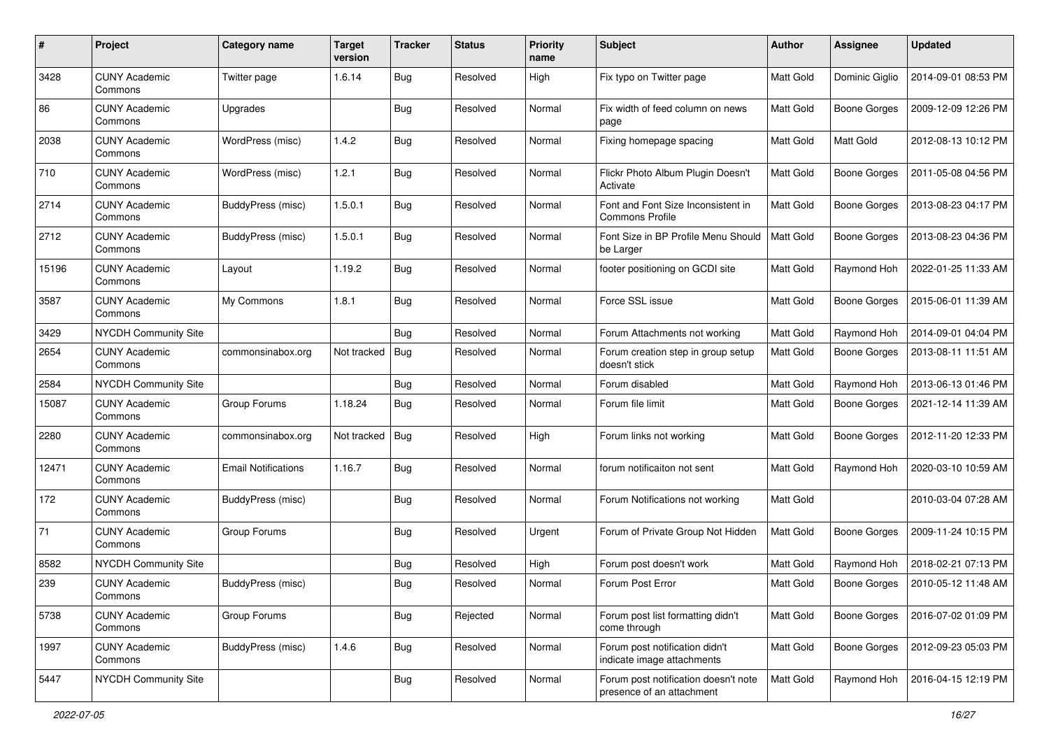| # | Project | Category name | Target version | Tracker | Status | Priority name | Subject | Author | Assignee | Updated |
|---|---|---|---|---|---|---|---|---|---|---|
| 3428 | CUNY Academic Commons | Twitter page | 1.6.14 | Bug | Resolved | High | Fix typo on Twitter page | Matt Gold | Dominic Giglio | 2014-09-01 08:53 PM |
| 86 | CUNY Academic Commons | Upgrades | | Bug | Resolved | Normal | Fix width of feed column on news page | Matt Gold | Boone Gorges | 2009-12-09 12:26 PM |
| 2038 | CUNY Academic Commons | WordPress (misc) | 1.4.2 | Bug | Resolved | Normal | Fixing homepage spacing | Matt Gold | Matt Gold | 2012-08-13 10:12 PM |
| 710 | CUNY Academic Commons | WordPress (misc) | 1.2.1 | Bug | Resolved | Normal | Flickr Photo Album Plugin Doesn't Activate | Matt Gold | Boone Gorges | 2011-05-08 04:56 PM |
| 2714 | CUNY Academic Commons | BuddyPress (misc) | 1.5.0.1 | Bug | Resolved | Normal | Font and Font Size Inconsistent in Commons Profile | Matt Gold | Boone Gorges | 2013-08-23 04:17 PM |
| 2712 | CUNY Academic Commons | BuddyPress (misc) | 1.5.0.1 | Bug | Resolved | Normal | Font Size in BP Profile Menu Should be Larger | Matt Gold | Boone Gorges | 2013-08-23 04:36 PM |
| 15196 | CUNY Academic Commons | Layout | 1.19.2 | Bug | Resolved | Normal | footer positioning on GCDI site | Matt Gold | Raymond Hoh | 2022-01-25 11:33 AM |
| 3587 | CUNY Academic Commons | My Commons | 1.8.1 | Bug | Resolved | Normal | Force SSL issue | Matt Gold | Boone Gorges | 2015-06-01 11:39 AM |
| 3429 | NYCDH Community Site | | | Bug | Resolved | Normal | Forum Attachments not working | Matt Gold | Raymond Hoh | 2014-09-01 04:04 PM |
| 2654 | CUNY Academic Commons | commonsinabox.org | Not tracked | Bug | Resolved | Normal | Forum creation step in group setup doesn't stick | Matt Gold | Boone Gorges | 2013-08-11 11:51 AM |
| 2584 | NYCDH Community Site | | | Bug | Resolved | Normal | Forum disabled | Matt Gold | Raymond Hoh | 2013-06-13 01:46 PM |
| 15087 | CUNY Academic Commons | Group Forums | 1.18.24 | Bug | Resolved | Normal | Forum file limit | Matt Gold | Boone Gorges | 2021-12-14 11:39 AM |
| 2280 | CUNY Academic Commons | commonsinabox.org | Not tracked | Bug | Resolved | High | Forum links not working | Matt Gold | Boone Gorges | 2012-11-20 12:33 PM |
| 12471 | CUNY Academic Commons | Email Notifications | 1.16.7 | Bug | Resolved | Normal | forum notificaiton not sent | Matt Gold | Raymond Hoh | 2020-03-10 10:59 AM |
| 172 | CUNY Academic Commons | BuddyPress (misc) | | Bug | Resolved | Normal | Forum Notifications not working | Matt Gold | | 2010-03-04 07:28 AM |
| 71 | CUNY Academic Commons | Group Forums | | Bug | Resolved | Urgent | Forum of Private Group Not Hidden | Matt Gold | Boone Gorges | 2009-11-24 10:15 PM |
| 8582 | NYCDH Community Site | | | Bug | Resolved | High | Forum post doesn't work | Matt Gold | Raymond Hoh | 2018-02-21 07:13 PM |
| 239 | CUNY Academic Commons | BuddyPress (misc) | | Bug | Resolved | Normal | Forum Post Error | Matt Gold | Boone Gorges | 2010-05-12 11:48 AM |
| 5738 | CUNY Academic Commons | Group Forums | | Bug | Rejected | Normal | Forum post list formatting didn't come through | Matt Gold | Boone Gorges | 2016-07-02 01:09 PM |
| 1997 | CUNY Academic Commons | BuddyPress (misc) | 1.4.6 | Bug | Resolved | Normal | Forum post notification didn't indicate image attachments | Matt Gold | Boone Gorges | 2012-09-23 05:03 PM |
| 5447 | NYCDH Community Site | | | Bug | Resolved | Normal | Forum post notification doesn't note presence of an attachment | Matt Gold | Raymond Hoh | 2016-04-15 12:19 PM |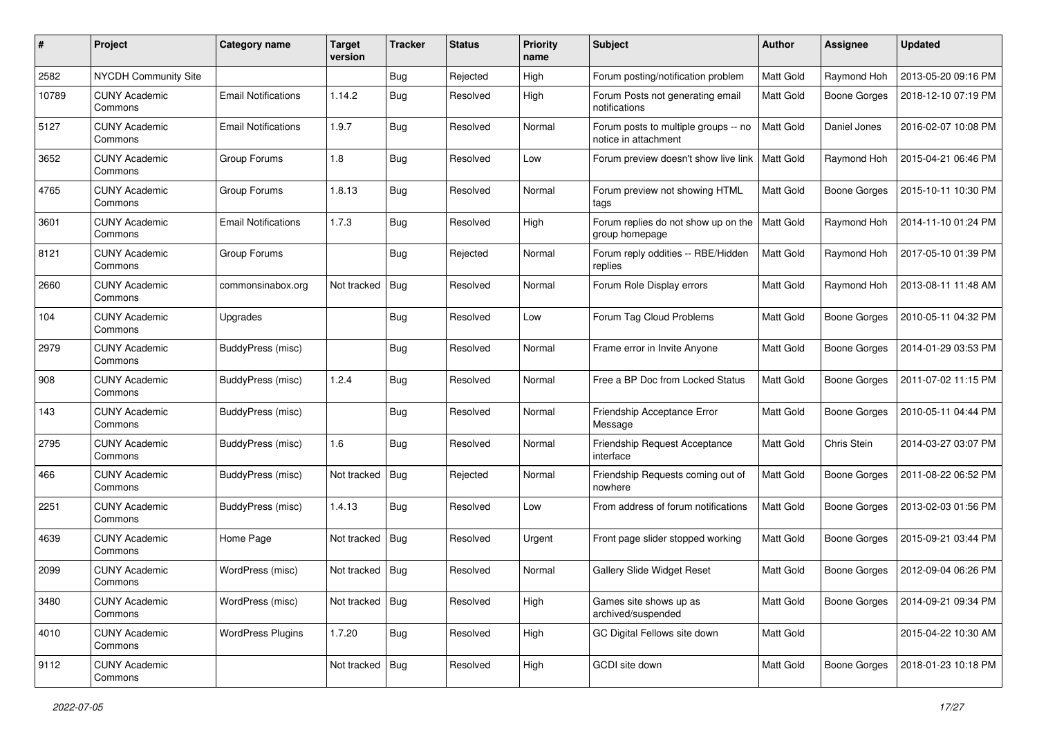| # | Project | Category name | Target version | Tracker | Status | Priority name | Subject | Author | Assignee | Updated |
|---|---|---|---|---|---|---|---|---|---|---|
| 2582 | NYCDH Community Site | | | Bug | Rejected | High | Forum posting/notification problem | Matt Gold | Raymond Hoh | 2013-05-20 09:16 PM |
| 10789 | CUNY Academic Commons | Email Notifications | 1.14.2 | Bug | Resolved | High | Forum Posts not generating email notifications | Matt Gold | Boone Gorges | 2018-12-10 07:19 PM |
| 5127 | CUNY Academic Commons | Email Notifications | 1.9.7 | Bug | Resolved | Normal | Forum posts to multiple groups -- no notice in attachment | Matt Gold | Daniel Jones | 2016-02-07 10:08 PM |
| 3652 | CUNY Academic Commons | Group Forums | 1.8 | Bug | Resolved | Low | Forum preview doesn't show live link | Matt Gold | Raymond Hoh | 2015-04-21 06:46 PM |
| 4765 | CUNY Academic Commons | Group Forums | 1.8.13 | Bug | Resolved | Normal | Forum preview not showing HTML tags | Matt Gold | Boone Gorges | 2015-10-11 10:30 PM |
| 3601 | CUNY Academic Commons | Email Notifications | 1.7.3 | Bug | Resolved | High | Forum replies do not show up on the group homepage | Matt Gold | Raymond Hoh | 2014-11-10 01:24 PM |
| 8121 | CUNY Academic Commons | Group Forums | | Bug | Rejected | Normal | Forum reply oddities -- RBE/Hidden replies | Matt Gold | Raymond Hoh | 2017-05-10 01:39 PM |
| 2660 | CUNY Academic Commons | commonsinabox.org | Not tracked | Bug | Resolved | Normal | Forum Role Display errors | Matt Gold | Raymond Hoh | 2013-08-11 11:48 AM |
| 104 | CUNY Academic Commons | Upgrades | | Bug | Resolved | Low | Forum Tag Cloud Problems | Matt Gold | Boone Gorges | 2010-05-11 04:32 PM |
| 2979 | CUNY Academic Commons | BuddyPress (misc) | | Bug | Resolved | Normal | Frame error in Invite Anyone | Matt Gold | Boone Gorges | 2014-01-29 03:53 PM |
| 908 | CUNY Academic Commons | BuddyPress (misc) | 1.2.4 | Bug | Resolved | Normal | Free a BP Doc from Locked Status | Matt Gold | Boone Gorges | 2011-07-02 11:15 PM |
| 143 | CUNY Academic Commons | BuddyPress (misc) | | Bug | Resolved | Normal | Friendship Acceptance Error Message | Matt Gold | Boone Gorges | 2010-05-11 04:44 PM |
| 2795 | CUNY Academic Commons | BuddyPress (misc) | 1.6 | Bug | Resolved | Normal | Friendship Request Acceptance interface | Matt Gold | Chris Stein | 2014-03-27 03:07 PM |
| 466 | CUNY Academic Commons | BuddyPress (misc) | Not tracked | Bug | Rejected | Normal | Friendship Requests coming out of nowhere | Matt Gold | Boone Gorges | 2011-08-22 06:52 PM |
| 2251 | CUNY Academic Commons | BuddyPress (misc) | 1.4.13 | Bug | Resolved | Low | From address of forum notifications | Matt Gold | Boone Gorges | 2013-02-03 01:56 PM |
| 4639 | CUNY Academic Commons | Home Page | Not tracked | Bug | Resolved | Urgent | Front page slider stopped working | Matt Gold | Boone Gorges | 2015-09-21 03:44 PM |
| 2099 | CUNY Academic Commons | WordPress (misc) | Not tracked | Bug | Resolved | Normal | Gallery Slide Widget Reset | Matt Gold | Boone Gorges | 2012-09-04 06:26 PM |
| 3480 | CUNY Academic Commons | WordPress (misc) | Not tracked | Bug | Resolved | High | Games site shows up as archived/suspended | Matt Gold | Boone Gorges | 2014-09-21 09:34 PM |
| 4010 | CUNY Academic Commons | WordPress Plugins | 1.7.20 | Bug | Resolved | High | GC Digital Fellows site down | Matt Gold | | 2015-04-22 10:30 AM |
| 9112 | CUNY Academic Commons | | Not tracked | Bug | Resolved | High | GCDI site down | Matt Gold | Boone Gorges | 2018-01-23 10:18 PM |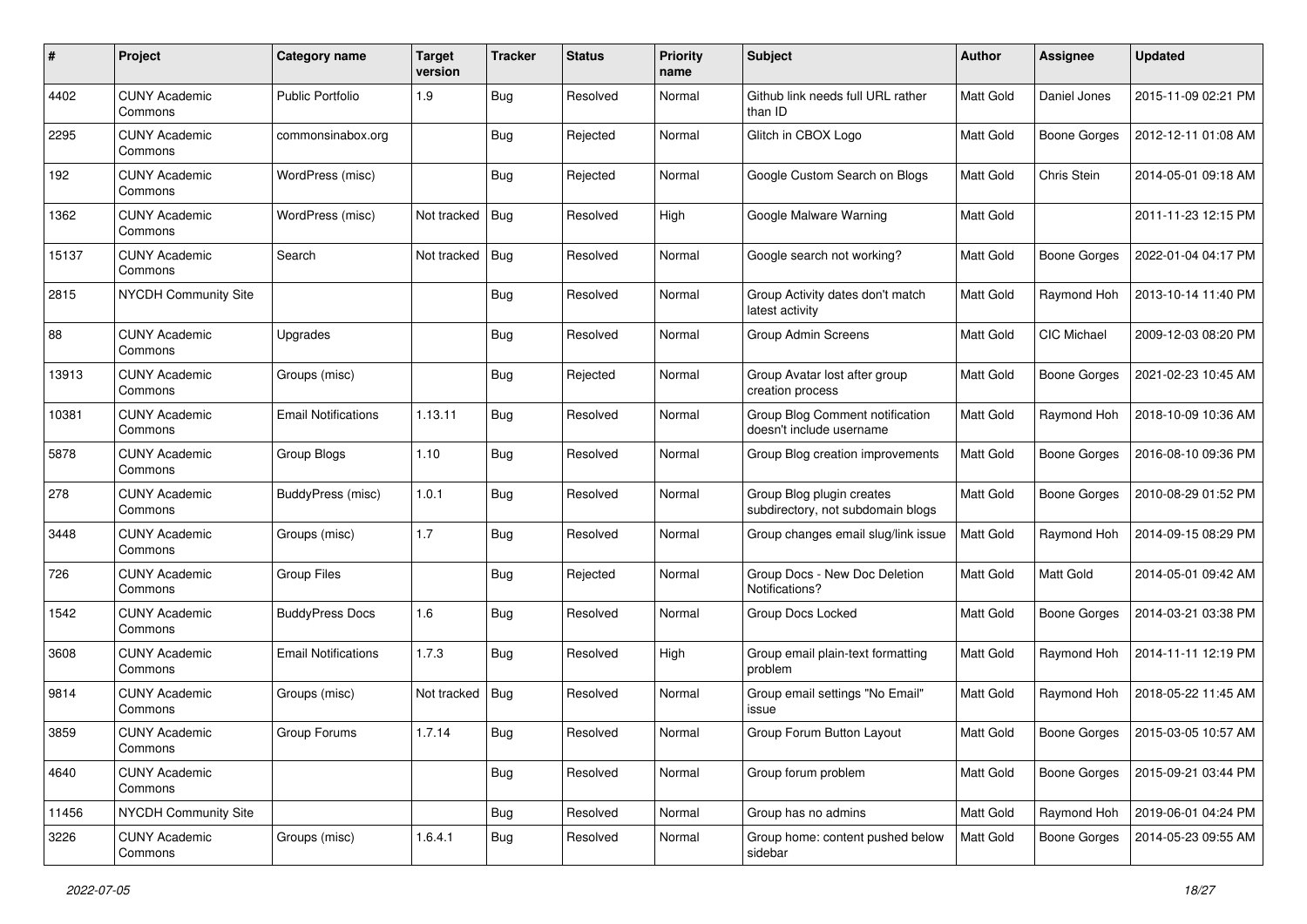| # | Project | Category name | Target version | Tracker | Status | Priority name | Subject | Author | Assignee | Updated |
|---|---|---|---|---|---|---|---|---|---|---|
| 4402 | CUNY Academic Commons | Public Portfolio | 1.9 | Bug | Resolved | Normal | Github link needs full URL rather than ID | Matt Gold | Daniel Jones | 2015-11-09 02:21 PM |
| 2295 | CUNY Academic Commons | commonsinabox.org | | Bug | Rejected | Normal | Glitch in CBOX Logo | Matt Gold | Boone Gorges | 2012-12-11 01:08 AM |
| 192 | CUNY Academic Commons | WordPress (misc) | | Bug | Rejected | Normal | Google Custom Search on Blogs | Matt Gold | Chris Stein | 2014-05-01 09:18 AM |
| 1362 | CUNY Academic Commons | WordPress (misc) | Not tracked | Bug | Resolved | High | Google Malware Warning | Matt Gold | | 2011-11-23 12:15 PM |
| 15137 | CUNY Academic Commons | Search | Not tracked | Bug | Resolved | Normal | Google search not working? | Matt Gold | Boone Gorges | 2022-01-04 04:17 PM |
| 2815 | NYCDH Community Site | | | Bug | Resolved | Normal | Group Activity dates don't match latest activity | Matt Gold | Raymond Hoh | 2013-10-14 11:40 PM |
| 88 | CUNY Academic Commons | Upgrades | | Bug | Resolved | Normal | Group Admin Screens | Matt Gold | CIC Michael | 2009-12-03 08:20 PM |
| 13913 | CUNY Academic Commons | Groups (misc) | | Bug | Rejected | Normal | Group Avatar lost after group creation process | Matt Gold | Boone Gorges | 2021-02-23 10:45 AM |
| 10381 | CUNY Academic Commons | Email Notifications | 1.13.11 | Bug | Resolved | Normal | Group Blog Comment notification doesn't include username | Matt Gold | Raymond Hoh | 2018-10-09 10:36 AM |
| 5878 | CUNY Academic Commons | Group Blogs | 1.10 | Bug | Resolved | Normal | Group Blog creation improvements | Matt Gold | Boone Gorges | 2016-08-10 09:36 PM |
| 278 | CUNY Academic Commons | BuddyPress (misc) | 1.0.1 | Bug | Resolved | Normal | Group Blog plugin creates subdirectory, not subdomain blogs | Matt Gold | Boone Gorges | 2010-08-29 01:52 PM |
| 3448 | CUNY Academic Commons | Groups (misc) | 1.7 | Bug | Resolved | Normal | Group changes email slug/link issue | Matt Gold | Raymond Hoh | 2014-09-15 08:29 PM |
| 726 | CUNY Academic Commons | Group Files | | Bug | Rejected | Normal | Group Docs - New Doc Deletion Notifications? | Matt Gold | Matt Gold | 2014-05-01 09:42 AM |
| 1542 | CUNY Academic Commons | BuddyPress Docs | 1.6 | Bug | Resolved | Normal | Group Docs Locked | Matt Gold | Boone Gorges | 2014-03-21 03:38 PM |
| 3608 | CUNY Academic Commons | Email Notifications | 1.7.3 | Bug | Resolved | High | Group email plain-text formatting problem | Matt Gold | Raymond Hoh | 2014-11-11 12:19 PM |
| 9814 | CUNY Academic Commons | Groups (misc) | Not tracked | Bug | Resolved | Normal | Group email settings "No Email" issue | Matt Gold | Raymond Hoh | 2018-05-22 11:45 AM |
| 3859 | CUNY Academic Commons | Group Forums | 1.7.14 | Bug | Resolved | Normal | Group Forum Button Layout | Matt Gold | Boone Gorges | 2015-03-05 10:57 AM |
| 4640 | CUNY Academic Commons | | | Bug | Resolved | Normal | Group forum problem | Matt Gold | Boone Gorges | 2015-09-21 03:44 PM |
| 11456 | NYCDH Community Site | | | Bug | Resolved | Normal | Group has no admins | Matt Gold | Raymond Hoh | 2019-06-01 04:24 PM |
| 3226 | CUNY Academic Commons | Groups (misc) | 1.6.4.1 | Bug | Resolved | Normal | Group home: content pushed below sidebar | Matt Gold | Boone Gorges | 2014-05-23 09:55 AM |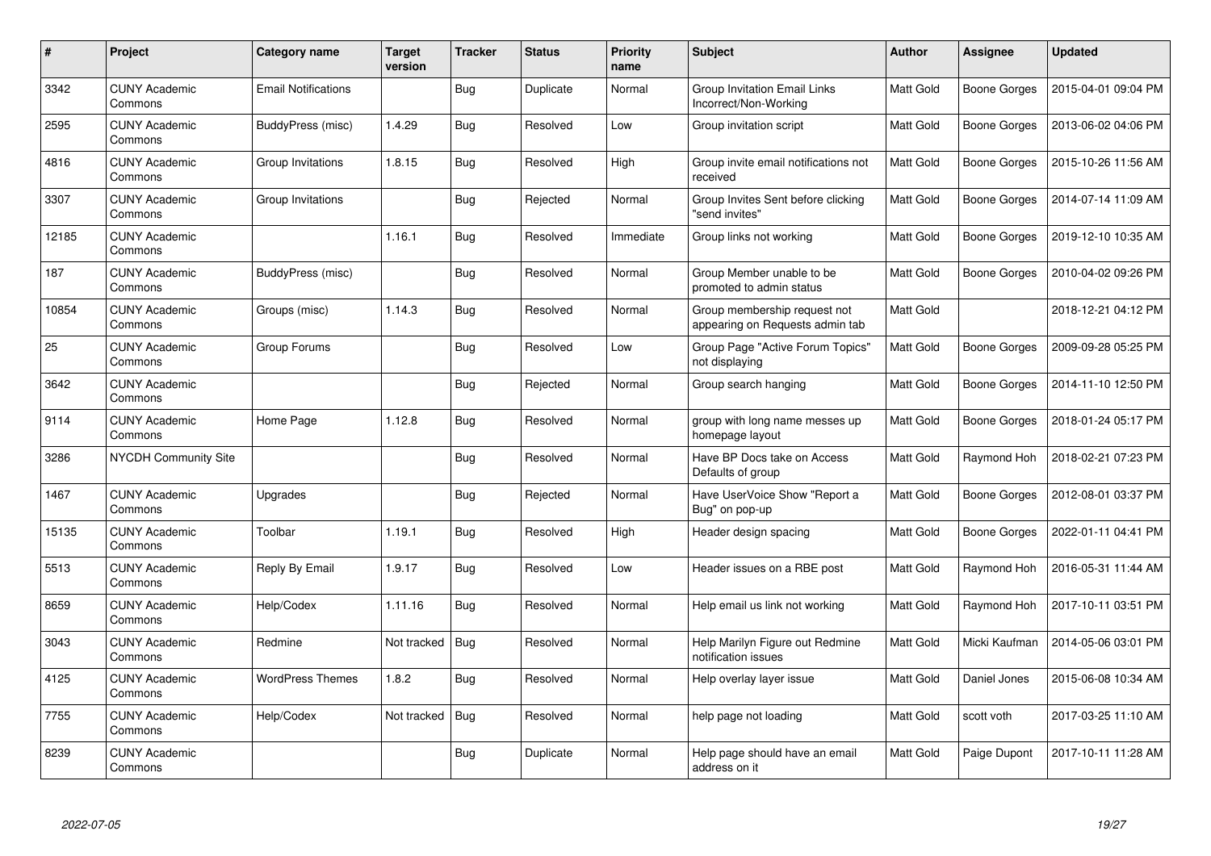| # | Project | Category name | Target version | Tracker | Status | Priority name | Subject | Author | Assignee | Updated |
|---|---|---|---|---|---|---|---|---|---|---|
| 3342 | CUNY Academic Commons | Email Notifications | | Bug | Duplicate | Normal | Group Invitation Email Links Incorrect/Non-Working | Matt Gold | Boone Gorges | 2015-04-01 09:04 PM |
| 2595 | CUNY Academic Commons | BuddyPress (misc) | 1.4.29 | Bug | Resolved | Low | Group invitation script | Matt Gold | Boone Gorges | 2013-06-02 04:06 PM |
| 4816 | CUNY Academic Commons | Group Invitations | 1.8.15 | Bug | Resolved | High | Group invite email notifications not received | Matt Gold | Boone Gorges | 2015-10-26 11:56 AM |
| 3307 | CUNY Academic Commons | Group Invitations | | Bug | Rejected | Normal | Group Invites Sent before clicking "send invites" | Matt Gold | Boone Gorges | 2014-07-14 11:09 AM |
| 12185 | CUNY Academic Commons | | 1.16.1 | Bug | Resolved | Immediate | Group links not working | Matt Gold | Boone Gorges | 2019-12-10 10:35 AM |
| 187 | CUNY Academic Commons | BuddyPress (misc) | | Bug | Resolved | Normal | Group Member unable to be promoted to admin status | Matt Gold | Boone Gorges | 2010-04-02 09:26 PM |
| 10854 | CUNY Academic Commons | Groups (misc) | 1.14.3 | Bug | Resolved | Normal | Group membership request not appearing on Requests admin tab | Matt Gold | | 2018-12-21 04:12 PM |
| 25 | CUNY Academic Commons | Group Forums | | Bug | Resolved | Low | Group Page "Active Forum Topics" not displaying | Matt Gold | Boone Gorges | 2009-09-28 05:25 PM |
| 3642 | CUNY Academic Commons | | | Bug | Rejected | Normal | Group search hanging | Matt Gold | Boone Gorges | 2014-11-10 12:50 PM |
| 9114 | CUNY Academic Commons | Home Page | 1.12.8 | Bug | Resolved | Normal | group with long name messes up homepage layout | Matt Gold | Boone Gorges | 2018-01-24 05:17 PM |
| 3286 | NYCDH Community Site | | | Bug | Resolved | Normal | Have BP Docs take on Access Defaults of group | Matt Gold | Raymond Hoh | 2018-02-21 07:23 PM |
| 1467 | CUNY Academic Commons | Upgrades | | Bug | Rejected | Normal | Have UserVoice Show "Report a Bug" on pop-up | Matt Gold | Boone Gorges | 2012-08-01 03:37 PM |
| 15135 | CUNY Academic Commons | Toolbar | 1.19.1 | Bug | Resolved | High | Header design spacing | Matt Gold | Boone Gorges | 2022-01-11 04:41 PM |
| 5513 | CUNY Academic Commons | Reply By Email | 1.9.17 | Bug | Resolved | Low | Header issues on a RBE post | Matt Gold | Raymond Hoh | 2016-05-31 11:44 AM |
| 8659 | CUNY Academic Commons | Help/Codex | 1.11.16 | Bug | Resolved | Normal | Help email us link not working | Matt Gold | Raymond Hoh | 2017-10-11 03:51 PM |
| 3043 | CUNY Academic Commons | Redmine | Not tracked | Bug | Resolved | Normal | Help Marilyn Figure out Redmine notification issues | Matt Gold | Micki Kaufman | 2014-05-06 03:01 PM |
| 4125 | CUNY Academic Commons | WordPress Themes | 1.8.2 | Bug | Resolved | Normal | Help overlay layer issue | Matt Gold | Daniel Jones | 2015-06-08 10:34 AM |
| 7755 | CUNY Academic Commons | Help/Codex | Not tracked | Bug | Resolved | Normal | help page not loading | Matt Gold | scott voth | 2017-03-25 11:10 AM |
| 8239 | CUNY Academic Commons | | | Bug | Duplicate | Normal | Help page should have an email address on it | Matt Gold | Paige Dupont | 2017-10-11 11:28 AM |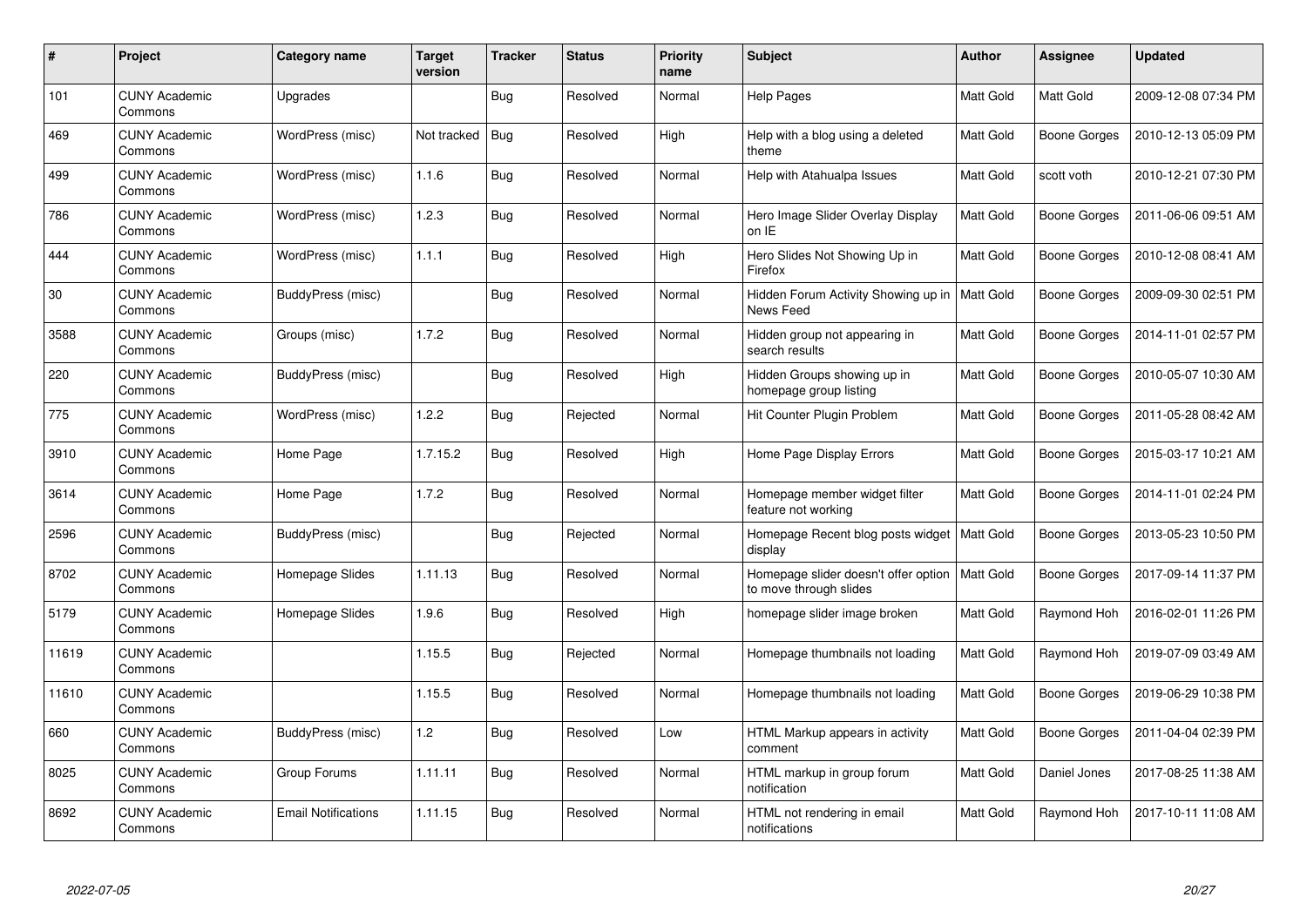| # | Project | Category name | Target version | Tracker | Status | Priority name | Subject | Author | Assignee | Updated |
|---|---|---|---|---|---|---|---|---|---|---|
| 101 | CUNY Academic Commons | Upgrades | | Bug | Resolved | Normal | Help Pages | Matt Gold | Matt Gold | 2009-12-08 07:34 PM |
| 469 | CUNY Academic Commons | WordPress (misc) | Not tracked | Bug | Resolved | High | Help with a blog using a deleted theme | Matt Gold | Boone Gorges | 2010-12-13 05:09 PM |
| 499 | CUNY Academic Commons | WordPress (misc) | 1.1.6 | Bug | Resolved | Normal | Help with Atahualpa Issues | Matt Gold | scott voth | 2010-12-21 07:30 PM |
| 786 | CUNY Academic Commons | WordPress (misc) | 1.2.3 | Bug | Resolved | Normal | Hero Image Slider Overlay Display on IE | Matt Gold | Boone Gorges | 2011-06-06 09:51 AM |
| 444 | CUNY Academic Commons | WordPress (misc) | 1.1.1 | Bug | Resolved | High | Hero Slides Not Showing Up in Firefox | Matt Gold | Boone Gorges | 2010-12-08 08:41 AM |
| 30 | CUNY Academic Commons | BuddyPress (misc) | | Bug | Resolved | Normal | Hidden Forum Activity Showing up in News Feed | Matt Gold | Boone Gorges | 2009-09-30 02:51 PM |
| 3588 | CUNY Academic Commons | Groups (misc) | 1.7.2 | Bug | Resolved | Normal | Hidden group not appearing in search results | Matt Gold | Boone Gorges | 2014-11-01 02:57 PM |
| 220 | CUNY Academic Commons | BuddyPress (misc) | | Bug | Resolved | High | Hidden Groups showing up in homepage group listing | Matt Gold | Boone Gorges | 2010-05-07 10:30 AM |
| 775 | CUNY Academic Commons | WordPress (misc) | 1.2.2 | Bug | Rejected | Normal | Hit Counter Plugin Problem | Matt Gold | Boone Gorges | 2011-05-28 08:42 AM |
| 3910 | CUNY Academic Commons | Home Page | 1.7.15.2 | Bug | Resolved | High | Home Page Display Errors | Matt Gold | Boone Gorges | 2015-03-17 10:21 AM |
| 3614 | CUNY Academic Commons | Home Page | 1.7.2 | Bug | Resolved | Normal | Homepage member widget filter feature not working | Matt Gold | Boone Gorges | 2014-11-01 02:24 PM |
| 2596 | CUNY Academic Commons | BuddyPress (misc) | | Bug | Rejected | Normal | Homepage Recent blog posts widget display | Matt Gold | Boone Gorges | 2013-05-23 10:50 PM |
| 8702 | CUNY Academic Commons | Homepage Slides | 1.11.13 | Bug | Resolved | Normal | Homepage slider doesn't offer option to move through slides | Matt Gold | Boone Gorges | 2017-09-14 11:37 PM |
| 5179 | CUNY Academic Commons | Homepage Slides | 1.9.6 | Bug | Resolved | High | homepage slider image broken | Matt Gold | Raymond Hoh | 2016-02-01 11:26 PM |
| 11619 | CUNY Academic Commons | | 1.15.5 | Bug | Rejected | Normal | Homepage thumbnails not loading | Matt Gold | Raymond Hoh | 2019-07-09 03:49 AM |
| 11610 | CUNY Academic Commons | | 1.15.5 | Bug | Resolved | Normal | Homepage thumbnails not loading | Matt Gold | Boone Gorges | 2019-06-29 10:38 PM |
| 660 | CUNY Academic Commons | BuddyPress (misc) | 1.2 | Bug | Resolved | Low | HTML Markup appears in activity comment | Matt Gold | Boone Gorges | 2011-04-04 02:39 PM |
| 8025 | CUNY Academic Commons | Group Forums | 1.11.11 | Bug | Resolved | Normal | HTML markup in group forum notification | Matt Gold | Daniel Jones | 2017-08-25 11:38 AM |
| 8692 | CUNY Academic Commons | Email Notifications | 1.11.15 | Bug | Resolved | Normal | HTML not rendering in email notifications | Matt Gold | Raymond Hoh | 2017-10-11 11:08 AM |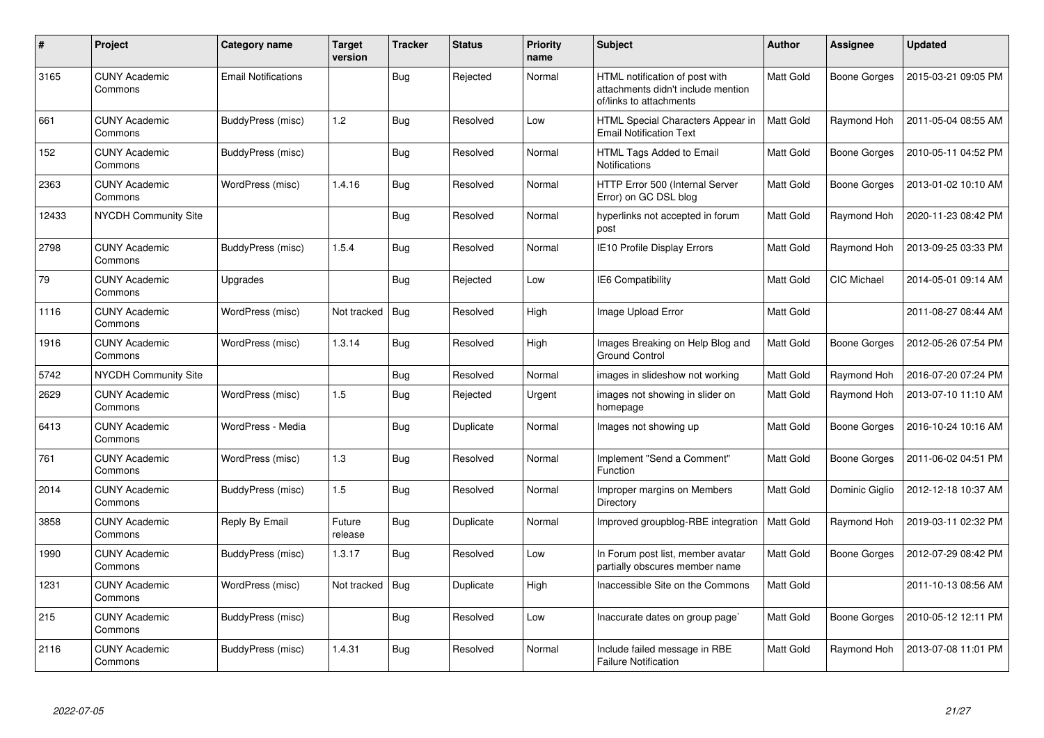| # | Project | Category name | Target version | Tracker | Status | Priority name | Subject | Author | Assignee | Updated |
|---|---|---|---|---|---|---|---|---|---|---|
| 3165 | CUNY Academic Commons | Email Notifications | | Bug | Rejected | Normal | HTML notification of post with attachments didn't include mention of/links to attachments | Matt Gold | Boone Gorges | 2015-03-21 09:05 PM |
| 661 | CUNY Academic Commons | BuddyPress (misc) | 1.2 | Bug | Resolved | Low | HTML Special Characters Appear in Email Notification Text | Matt Gold | Raymond Hoh | 2011-05-04 08:55 AM |
| 152 | CUNY Academic Commons | BuddyPress (misc) | | Bug | Resolved | Normal | HTML Tags Added to Email Notifications | Matt Gold | Boone Gorges | 2010-05-11 04:52 PM |
| 2363 | CUNY Academic Commons | WordPress (misc) | 1.4.16 | Bug | Resolved | Normal | HTTP Error 500 (Internal Server Error) on GC DSL blog | Matt Gold | Boone Gorges | 2013-01-02 10:10 AM |
| 12433 | NYCDH Community Site | | | Bug | Resolved | Normal | hyperlinks not accepted in forum post | Matt Gold | Raymond Hoh | 2020-11-23 08:42 PM |
| 2798 | CUNY Academic Commons | BuddyPress (misc) | 1.5.4 | Bug | Resolved | Normal | IE10 Profile Display Errors | Matt Gold | Raymond Hoh | 2013-09-25 03:33 PM |
| 79 | CUNY Academic Commons | Upgrades | | Bug | Rejected | Low | IE6 Compatibility | Matt Gold | CIC Michael | 2014-05-01 09:14 AM |
| 1116 | CUNY Academic Commons | WordPress (misc) | Not tracked | Bug | Resolved | High | Image Upload Error | Matt Gold | | 2011-08-27 08:44 AM |
| 1916 | CUNY Academic Commons | WordPress (misc) | 1.3.14 | Bug | Resolved | High | Images Breaking on Help Blog and Ground Control | Matt Gold | Boone Gorges | 2012-05-26 07:54 PM |
| 5742 | NYCDH Community Site | | | Bug | Resolved | Normal | images in slideshow not working | Matt Gold | Raymond Hoh | 2016-07-20 07:24 PM |
| 2629 | CUNY Academic Commons | WordPress (misc) | 1.5 | Bug | Rejected | Urgent | images not showing in slider on homepage | Matt Gold | Raymond Hoh | 2013-07-10 11:10 AM |
| 6413 | CUNY Academic Commons | WordPress - Media | | Bug | Duplicate | Normal | Images not showing up | Matt Gold | Boone Gorges | 2016-10-24 10:16 AM |
| 761 | CUNY Academic Commons | WordPress (misc) | 1.3 | Bug | Resolved | Normal | Implement "Send a Comment" Function | Matt Gold | Boone Gorges | 2011-06-02 04:51 PM |
| 2014 | CUNY Academic Commons | BuddyPress (misc) | 1.5 | Bug | Resolved | Normal | Improper margins on Members Directory | Matt Gold | Dominic Giglio | 2012-12-18 10:37 AM |
| 3858 | CUNY Academic Commons | Reply By Email | Future release | Bug | Duplicate | Normal | Improved groupblog-RBE integration | Matt Gold | Raymond Hoh | 2019-03-11 02:32 PM |
| 1990 | CUNY Academic Commons | BuddyPress (misc) | 1.3.17 | Bug | Resolved | Low | In Forum post list, member avatar partially obscures member name | Matt Gold | Boone Gorges | 2012-07-29 08:42 PM |
| 1231 | CUNY Academic Commons | WordPress (misc) | Not tracked | Bug | Duplicate | High | Inaccessible Site on the Commons | Matt Gold | | 2011-10-13 08:56 AM |
| 215 | CUNY Academic Commons | BuddyPress (misc) | | Bug | Resolved | Low | Inaccurate dates on group page` | Matt Gold | Boone Gorges | 2010-05-12 12:11 PM |
| 2116 | CUNY Academic Commons | BuddyPress (misc) | 1.4.31 | Bug | Resolved | Normal | Include failed message in RBE Failure Notification | Matt Gold | Raymond Hoh | 2013-07-08 11:01 PM |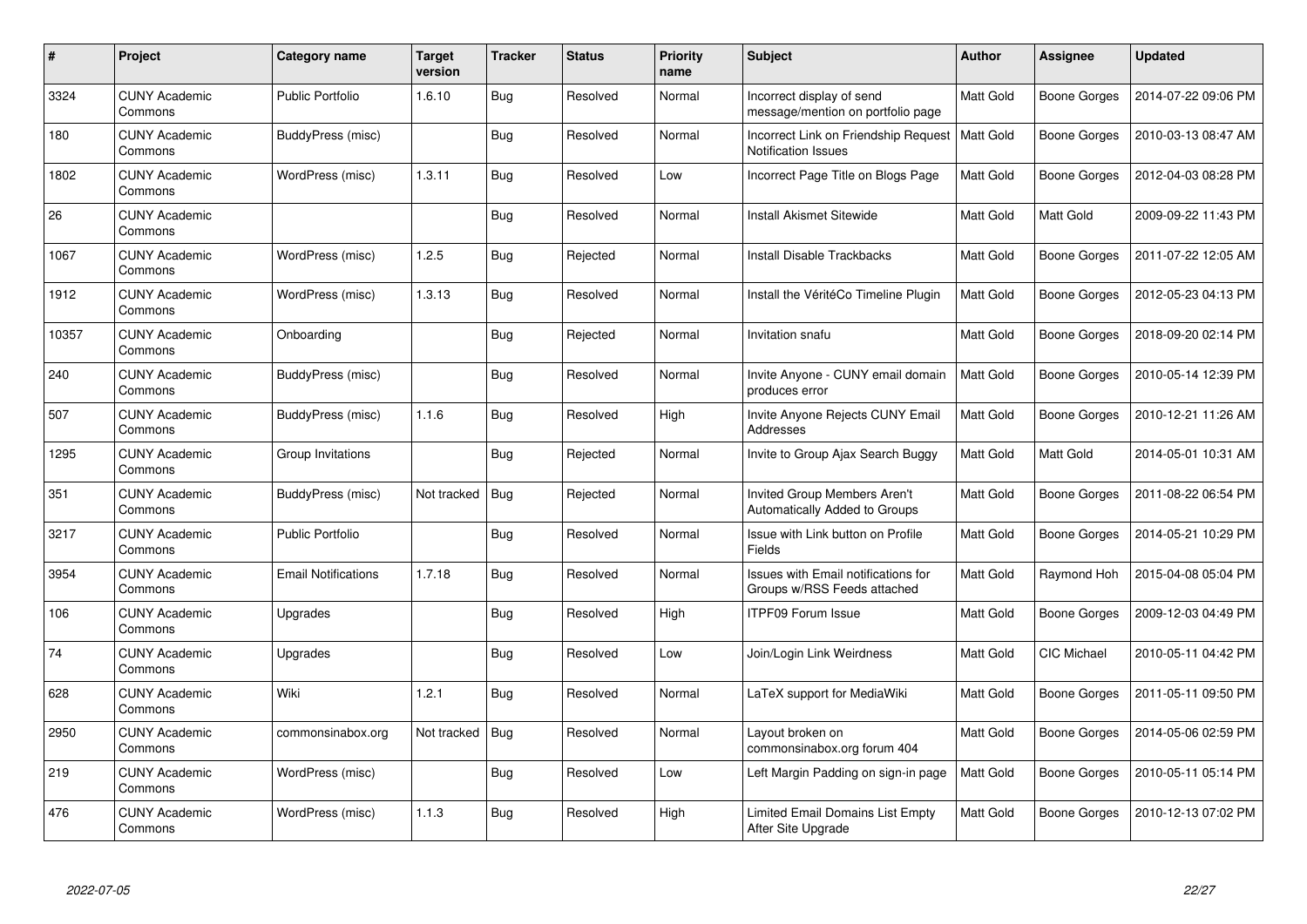| # | Project | Category name | Target version | Tracker | Status | Priority name | Subject | Author | Assignee | Updated |
|---|---|---|---|---|---|---|---|---|---|---|
| 3324 | CUNY Academic Commons | Public Portfolio | 1.6.10 | Bug | Resolved | Normal | Incorrect display of send message/mention on portfolio page | Matt Gold | Boone Gorges | 2014-07-22 09:06 PM |
| 180 | CUNY Academic Commons | BuddyPress (misc) | | Bug | Resolved | Normal | Incorrect Link on Friendship Request Notification Issues | Matt Gold | Boone Gorges | 2010-03-13 08:47 AM |
| 1802 | CUNY Academic Commons | WordPress (misc) | 1.3.11 | Bug | Resolved | Low | Incorrect Page Title on Blogs Page | Matt Gold | Boone Gorges | 2012-04-03 08:28 PM |
| 26 | CUNY Academic Commons | | | Bug | Resolved | Normal | Install Akismet Sitewide | Matt Gold | Matt Gold | 2009-09-22 11:43 PM |
| 1067 | CUNY Academic Commons | WordPress (misc) | 1.2.5 | Bug | Rejected | Normal | Install Disable Trackbacks | Matt Gold | Boone Gorges | 2011-07-22 12:05 AM |
| 1912 | CUNY Academic Commons | WordPress (misc) | 1.3.13 | Bug | Resolved | Normal | Install the VéritéCo Timeline Plugin | Matt Gold | Boone Gorges | 2012-05-23 04:13 PM |
| 10357 | CUNY Academic Commons | Onboarding | | Bug | Rejected | Normal | Invitation snafu | Matt Gold | Boone Gorges | 2018-09-20 02:14 PM |
| 240 | CUNY Academic Commons | BuddyPress (misc) | | Bug | Resolved | Normal | Invite Anyone - CUNY email domain produces error | Matt Gold | Boone Gorges | 2010-05-14 12:39 PM |
| 507 | CUNY Academic Commons | BuddyPress (misc) | 1.1.6 | Bug | Resolved | High | Invite Anyone Rejects CUNY Email Addresses | Matt Gold | Boone Gorges | 2010-12-21 11:26 AM |
| 1295 | CUNY Academic Commons | Group Invitations | | Bug | Rejected | Normal | Invite to Group Ajax Search Buggy | Matt Gold | Matt Gold | 2014-05-01 10:31 AM |
| 351 | CUNY Academic Commons | BuddyPress (misc) | Not tracked | Bug | Rejected | Normal | Invited Group Members Aren't Automatically Added to Groups | Matt Gold | Boone Gorges | 2011-08-22 06:54 PM |
| 3217 | CUNY Academic Commons | Public Portfolio | | Bug | Resolved | Normal | Issue with Link button on Profile Fields | Matt Gold | Boone Gorges | 2014-05-21 10:29 PM |
| 3954 | CUNY Academic Commons | Email Notifications | 1.7.18 | Bug | Resolved | Normal | Issues with Email notifications for Groups w/RSS Feeds attached | Matt Gold | Raymond Hoh | 2015-04-08 05:04 PM |
| 106 | CUNY Academic Commons | Upgrades | | Bug | Resolved | High | ITPF09 Forum Issue | Matt Gold | Boone Gorges | 2009-12-03 04:49 PM |
| 74 | CUNY Academic Commons | Upgrades | | Bug | Resolved | Low | Join/Login Link Weirdness | Matt Gold | CIC Michael | 2010-05-11 04:42 PM |
| 628 | CUNY Academic Commons | Wiki | 1.2.1 | Bug | Resolved | Normal | LaTeX support for MediaWiki | Matt Gold | Boone Gorges | 2011-05-11 09:50 PM |
| 2950 | CUNY Academic Commons | commonsinabox.org | Not tracked | Bug | Resolved | Normal | Layout broken on commonsinabox.org forum 404 | Matt Gold | Boone Gorges | 2014-05-06 02:59 PM |
| 219 | CUNY Academic Commons | WordPress (misc) | | Bug | Resolved | Low | Left Margin Padding on sign-in page | Matt Gold | Boone Gorges | 2010-05-11 05:14 PM |
| 476 | CUNY Academic Commons | WordPress (misc) | 1.1.3 | Bug | Resolved | High | Limited Email Domains List Empty After Site Upgrade | Matt Gold | Boone Gorges | 2010-12-13 07:02 PM |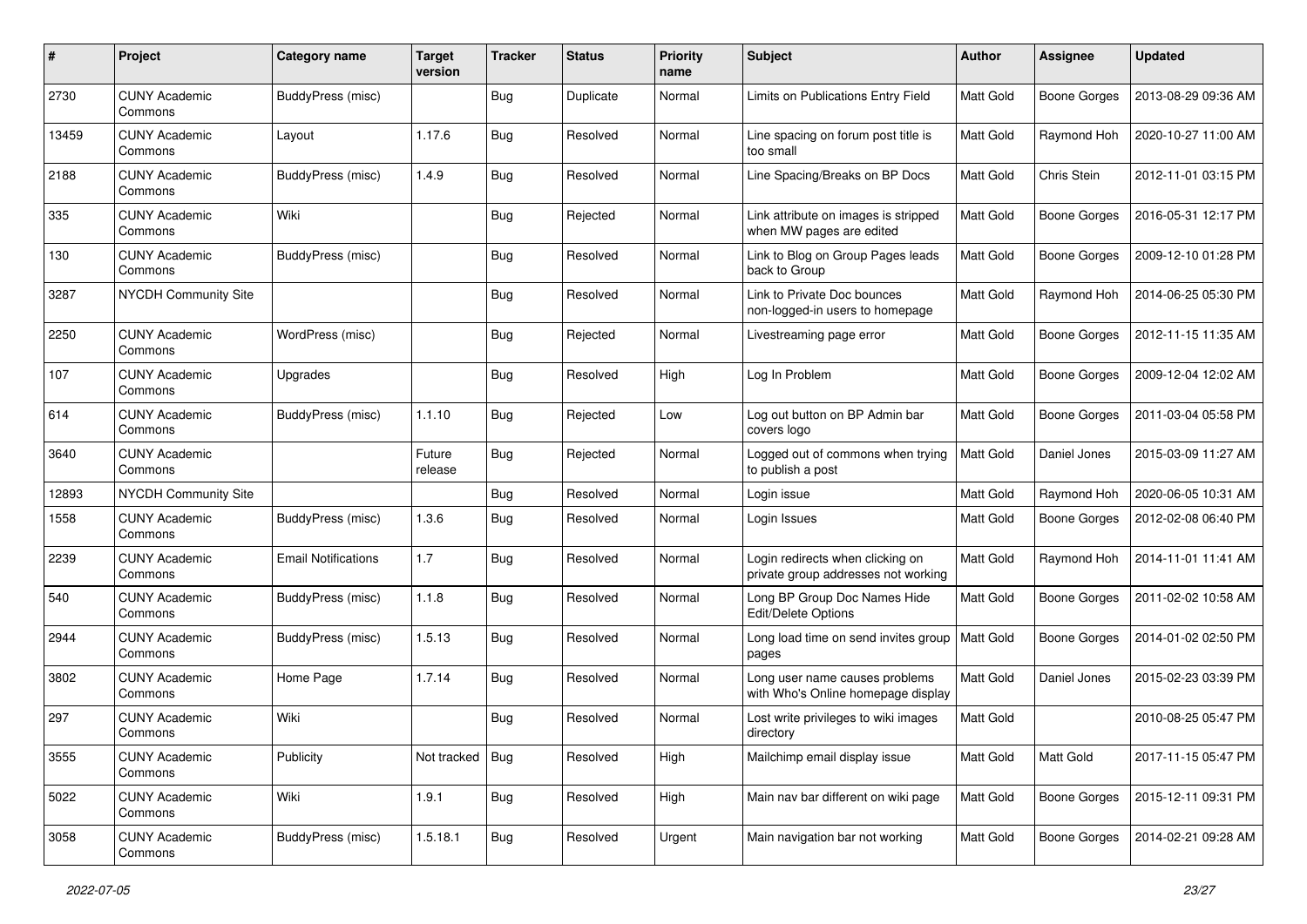| # | Project | Category name | Target version | Tracker | Status | Priority name | Subject | Author | Assignee | Updated |
|---|---|---|---|---|---|---|---|---|---|---|
| 2730 | CUNY Academic Commons | BuddyPress (misc) | | Bug | Duplicate | Normal | Limits on Publications Entry Field | Matt Gold | Boone Gorges | 2013-08-29 09:36 AM |
| 13459 | CUNY Academic Commons | Layout | 1.17.6 | Bug | Resolved | Normal | Line spacing on forum post title is too small | Matt Gold | Raymond Hoh | 2020-10-27 11:00 AM |
| 2188 | CUNY Academic Commons | BuddyPress (misc) | 1.4.9 | Bug | Resolved | Normal | Line Spacing/Breaks on BP Docs | Matt Gold | Chris Stein | 2012-11-01 03:15 PM |
| 335 | CUNY Academic Commons | Wiki | | Bug | Rejected | Normal | Link attribute on images is stripped when MW pages are edited | Matt Gold | Boone Gorges | 2016-05-31 12:17 PM |
| 130 | CUNY Academic Commons | BuddyPress (misc) | | Bug | Resolved | Normal | Link to Blog on Group Pages leads back to Group | Matt Gold | Boone Gorges | 2009-12-10 01:28 PM |
| 3287 | NYCDH Community Site | | | Bug | Resolved | Normal | Link to Private Doc bounces non-logged-in users to homepage | Matt Gold | Raymond Hoh | 2014-06-25 05:30 PM |
| 2250 | CUNY Academic Commons | WordPress (misc) | | Bug | Rejected | Normal | Livestreaming page error | Matt Gold | Boone Gorges | 2012-11-15 11:35 AM |
| 107 | CUNY Academic Commons | Upgrades | | Bug | Resolved | High | Log In Problem | Matt Gold | Boone Gorges | 2009-12-04 12:02 AM |
| 614 | CUNY Academic Commons | BuddyPress (misc) | 1.1.10 | Bug | Rejected | Low | Log out button on BP Admin bar covers logo | Matt Gold | Boone Gorges | 2011-03-04 05:58 PM |
| 3640 | CUNY Academic Commons | | Future release | Bug | Rejected | Normal | Logged out of commons when trying to publish a post | Matt Gold | Daniel Jones | 2015-03-09 11:27 AM |
| 12893 | NYCDH Community Site | | | Bug | Resolved | Normal | Login issue | Matt Gold | Raymond Hoh | 2020-06-05 10:31 AM |
| 1558 | CUNY Academic Commons | BuddyPress (misc) | 1.3.6 | Bug | Resolved | Normal | Login Issues | Matt Gold | Boone Gorges | 2012-02-08 06:40 PM |
| 2239 | CUNY Academic Commons | Email Notifications | 1.7 | Bug | Resolved | Normal | Login redirects when clicking on private group addresses not working | Matt Gold | Raymond Hoh | 2014-11-01 11:41 AM |
| 540 | CUNY Academic Commons | BuddyPress (misc) | 1.1.8 | Bug | Resolved | Normal | Long BP Group Doc Names Hide Edit/Delete Options | Matt Gold | Boone Gorges | 2011-02-02 10:58 AM |
| 2944 | CUNY Academic Commons | BuddyPress (misc) | 1.5.13 | Bug | Resolved | Normal | Long load time on send invites group pages | Matt Gold | Boone Gorges | 2014-01-02 02:50 PM |
| 3802 | CUNY Academic Commons | Home Page | 1.7.14 | Bug | Resolved | Normal | Long user name causes problems with Who's Online homepage display | Matt Gold | Daniel Jones | 2015-02-23 03:39 PM |
| 297 | CUNY Academic Commons | Wiki | | Bug | Resolved | Normal | Lost write privileges to wiki images directory | Matt Gold | | 2010-08-25 05:47 PM |
| 3555 | CUNY Academic Commons | Publicity | Not tracked | Bug | Resolved | High | Mailchimp email display issue | Matt Gold | Matt Gold | 2017-11-15 05:47 PM |
| 5022 | CUNY Academic Commons | Wiki | 1.9.1 | Bug | Resolved | High | Main nav bar different on wiki page | Matt Gold | Boone Gorges | 2015-12-11 09:31 PM |
| 3058 | CUNY Academic Commons | BuddyPress (misc) | 1.5.18.1 | Bug | Resolved | Urgent | Main navigation bar not working | Matt Gold | Boone Gorges | 2014-02-21 09:28 AM |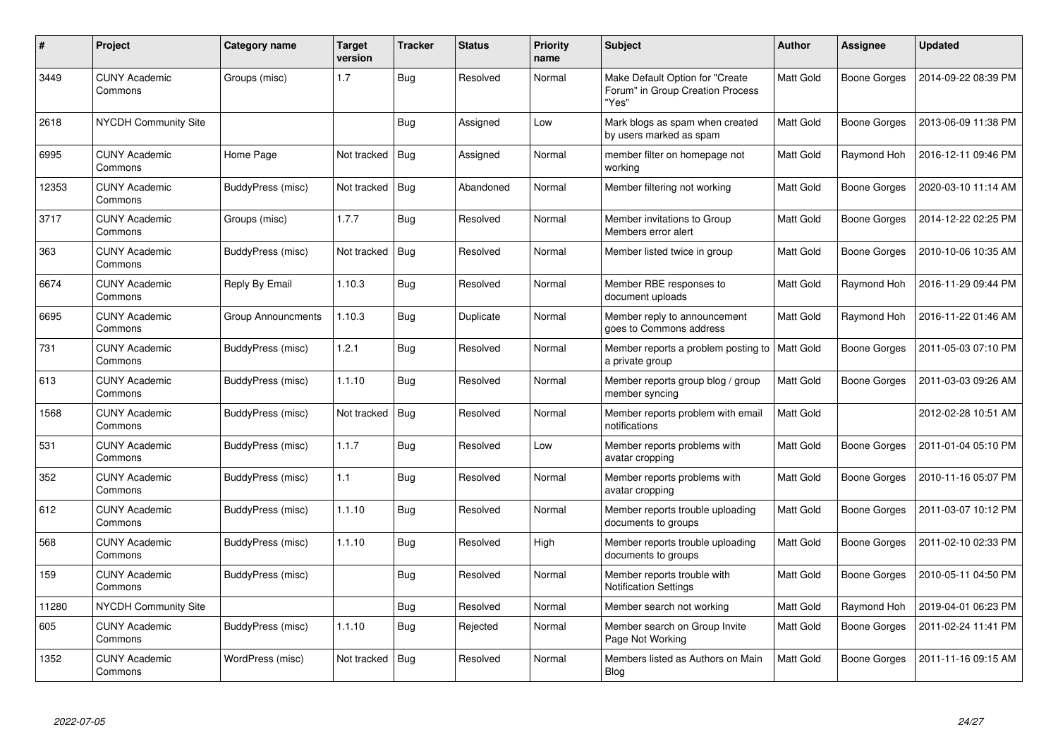| # | Project | Category name | Target version | Tracker | Status | Priority name | Subject | Author | Assignee | Updated |
|---|---|---|---|---|---|---|---|---|---|---|
| 3449 | CUNY Academic Commons | Groups (misc) | 1.7 | Bug | Resolved | Normal | Make Default Option for "Create Forum" in Group Creation Process "Yes" | Matt Gold | Boone Gorges | 2014-09-22 08:39 PM |
| 2618 | NYCDH Community Site | | | Bug | Assigned | Low | Mark blogs as spam when created by users marked as spam | Matt Gold | Boone Gorges | 2013-06-09 11:38 PM |
| 6995 | CUNY Academic Commons | Home Page | Not tracked | Bug | Assigned | Normal | member filter on homepage not working | Matt Gold | Raymond Hoh | 2016-12-11 09:46 PM |
| 12353 | CUNY Academic Commons | BuddyPress (misc) | Not tracked | Bug | Abandoned | Normal | Member filtering not working | Matt Gold | Boone Gorges | 2020-03-10 11:14 AM |
| 3717 | CUNY Academic Commons | Groups (misc) | 1.7.7 | Bug | Resolved | Normal | Member invitations to Group Members error alert | Matt Gold | Boone Gorges | 2014-12-22 02:25 PM |
| 363 | CUNY Academic Commons | BuddyPress (misc) | Not tracked | Bug | Resolved | Normal | Member listed twice in group | Matt Gold | Boone Gorges | 2010-10-06 10:35 AM |
| 6674 | CUNY Academic Commons | Reply By Email | 1.10.3 | Bug | Resolved | Normal | Member RBE responses to document uploads | Matt Gold | Raymond Hoh | 2016-11-29 09:44 PM |
| 6695 | CUNY Academic Commons | Group Announcments | 1.10.3 | Bug | Duplicate | Normal | Member reply to announcement goes to Commons address | Matt Gold | Raymond Hoh | 2016-11-22 01:46 AM |
| 731 | CUNY Academic Commons | BuddyPress (misc) | 1.2.1 | Bug | Resolved | Normal | Member reports a problem posting to a private group | Matt Gold | Boone Gorges | 2011-05-03 07:10 PM |
| 613 | CUNY Academic Commons | BuddyPress (misc) | 1.1.10 | Bug | Resolved | Normal | Member reports group blog / group member syncing | Matt Gold | Boone Gorges | 2011-03-03 09:26 AM |
| 1568 | CUNY Academic Commons | BuddyPress (misc) | Not tracked | Bug | Resolved | Normal | Member reports problem with email notifications | Matt Gold | | 2012-02-28 10:51 AM |
| 531 | CUNY Academic Commons | BuddyPress (misc) | 1.1.7 | Bug | Resolved | Low | Member reports problems with avatar cropping | Matt Gold | Boone Gorges | 2011-01-04 05:10 PM |
| 352 | CUNY Academic Commons | BuddyPress (misc) | 1.1 | Bug | Resolved | Normal | Member reports problems with avatar cropping | Matt Gold | Boone Gorges | 2010-11-16 05:07 PM |
| 612 | CUNY Academic Commons | BuddyPress (misc) | 1.1.10 | Bug | Resolved | Normal | Member reports trouble uploading documents to groups | Matt Gold | Boone Gorges | 2011-03-07 10:12 PM |
| 568 | CUNY Academic Commons | BuddyPress (misc) | 1.1.10 | Bug | Resolved | High | Member reports trouble uploading documents to groups | Matt Gold | Boone Gorges | 2011-02-10 02:33 PM |
| 159 | CUNY Academic Commons | BuddyPress (misc) | | Bug | Resolved | Normal | Member reports trouble with Notification Settings | Matt Gold | Boone Gorges | 2010-05-11 04:50 PM |
| 11280 | NYCDH Community Site | | | Bug | Resolved | Normal | Member search not working | Matt Gold | Raymond Hoh | 2019-04-01 06:23 PM |
| 605 | CUNY Academic Commons | BuddyPress (misc) | 1.1.10 | Bug | Rejected | Normal | Member search on Group Invite Page Not Working | Matt Gold | Boone Gorges | 2011-02-24 11:41 PM |
| 1352 | CUNY Academic Commons | WordPress (misc) | Not tracked | Bug | Resolved | Normal | Members listed as Authors on Main Blog | Matt Gold | Boone Gorges | 2011-11-16 09:15 AM |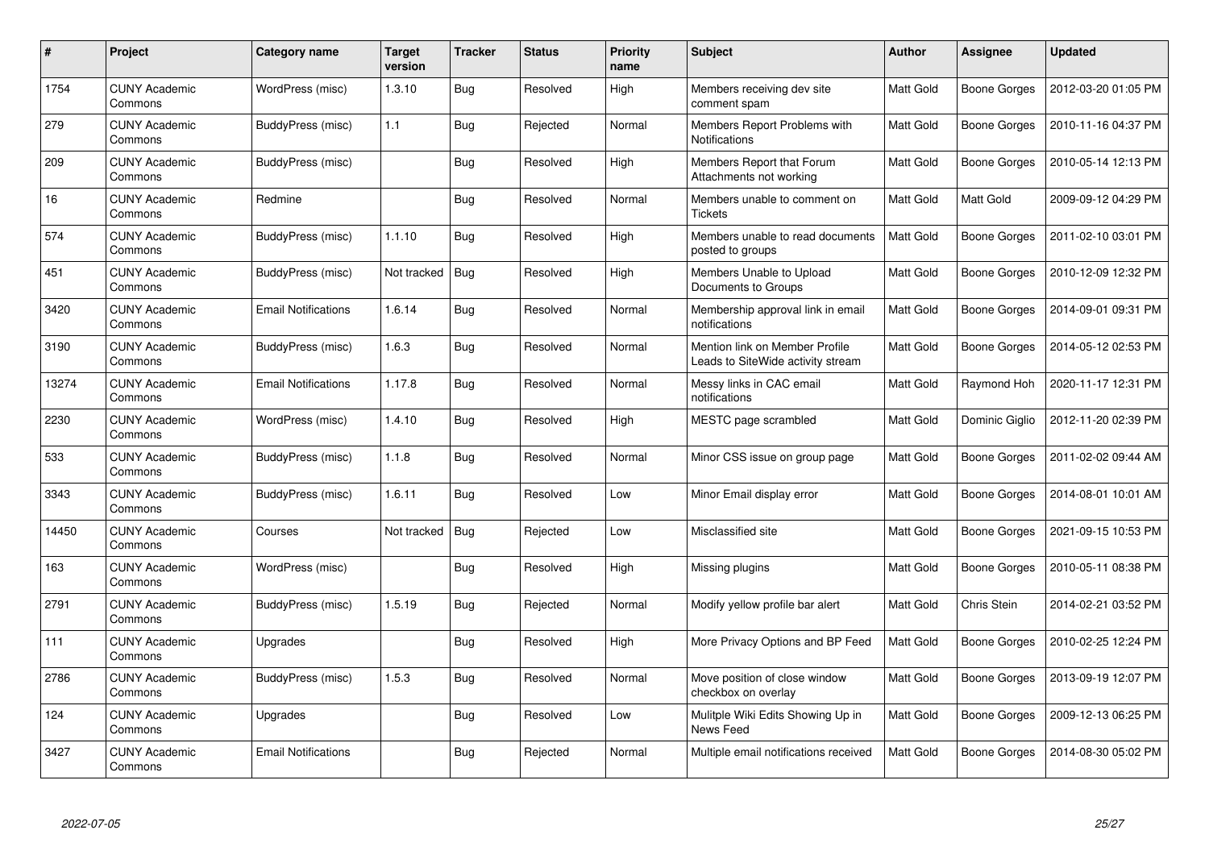| # | Project | Category name | Target version | Tracker | Status | Priority name | Subject | Author | Assignee | Updated |
|---|---|---|---|---|---|---|---|---|---|---|
| 1754 | CUNY Academic Commons | WordPress (misc) | 1.3.10 | Bug | Resolved | High | Members receiving dev site comment spam | Matt Gold | Boone Gorges | 2012-03-20 01:05 PM |
| 279 | CUNY Academic Commons | BuddyPress (misc) | 1.1 | Bug | Rejected | Normal | Members Report Problems with Notifications | Matt Gold | Boone Gorges | 2010-11-16 04:37 PM |
| 209 | CUNY Academic Commons | BuddyPress (misc) | | Bug | Resolved | High | Members Report that Forum Attachments not working | Matt Gold | Boone Gorges | 2010-05-14 12:13 PM |
| 16 | CUNY Academic Commons | Redmine | | Bug | Resolved | Normal | Members unable to comment on Tickets | Matt Gold | Matt Gold | 2009-09-12 04:29 PM |
| 574 | CUNY Academic Commons | BuddyPress (misc) | 1.1.10 | Bug | Resolved | High | Members unable to read documents posted to groups | Matt Gold | Boone Gorges | 2011-02-10 03:01 PM |
| 451 | CUNY Academic Commons | BuddyPress (misc) | Not tracked | Bug | Resolved | High | Members Unable to Upload Documents to Groups | Matt Gold | Boone Gorges | 2010-12-09 12:32 PM |
| 3420 | CUNY Academic Commons | Email Notifications | 1.6.14 | Bug | Resolved | Normal | Membership approval link in email notifications | Matt Gold | Boone Gorges | 2014-09-01 09:31 PM |
| 3190 | CUNY Academic Commons | BuddyPress (misc) | 1.6.3 | Bug | Resolved | Normal | Mention link on Member Profile Leads to SiteWide activity stream | Matt Gold | Boone Gorges | 2014-05-12 02:53 PM |
| 13274 | CUNY Academic Commons | Email Notifications | 1.17.8 | Bug | Resolved | Normal | Messy links in CAC email notifications | Matt Gold | Raymond Hoh | 2020-11-17 12:31 PM |
| 2230 | CUNY Academic Commons | WordPress (misc) | 1.4.10 | Bug | Resolved | High | MESTC page scrambled | Matt Gold | Dominic Giglio | 2012-11-20 02:39 PM |
| 533 | CUNY Academic Commons | BuddyPress (misc) | 1.1.8 | Bug | Resolved | Normal | Minor CSS issue on group page | Matt Gold | Boone Gorges | 2011-02-02 09:44 AM |
| 3343 | CUNY Academic Commons | BuddyPress (misc) | 1.6.11 | Bug | Resolved | Low | Minor Email display error | Matt Gold | Boone Gorges | 2014-08-01 10:01 AM |
| 14450 | CUNY Academic Commons | Courses | Not tracked | Bug | Rejected | Low | Misclassified site | Matt Gold | Boone Gorges | 2021-09-15 10:53 PM |
| 163 | CUNY Academic Commons | WordPress (misc) | | Bug | Resolved | High | Missing plugins | Matt Gold | Boone Gorges | 2010-05-11 08:38 PM |
| 2791 | CUNY Academic Commons | BuddyPress (misc) | 1.5.19 | Bug | Rejected | Normal | Modify yellow profile bar alert | Matt Gold | Chris Stein | 2014-02-21 03:52 PM |
| 111 | CUNY Academic Commons | Upgrades | | Bug | Resolved | High | More Privacy Options and BP Feed | Matt Gold | Boone Gorges | 2010-02-25 12:24 PM |
| 2786 | CUNY Academic Commons | BuddyPress (misc) | 1.5.3 | Bug | Resolved | Normal | Move position of close window checkbox on overlay | Matt Gold | Boone Gorges | 2013-09-19 12:07 PM |
| 124 | CUNY Academic Commons | Upgrades | | Bug | Resolved | Low | Mulitple Wiki Edits Showing Up in News Feed | Matt Gold | Boone Gorges | 2009-12-13 06:25 PM |
| 3427 | CUNY Academic Commons | Email Notifications | | Bug | Rejected | Normal | Multiple email notifications received | Matt Gold | Boone Gorges | 2014-08-30 05:02 PM |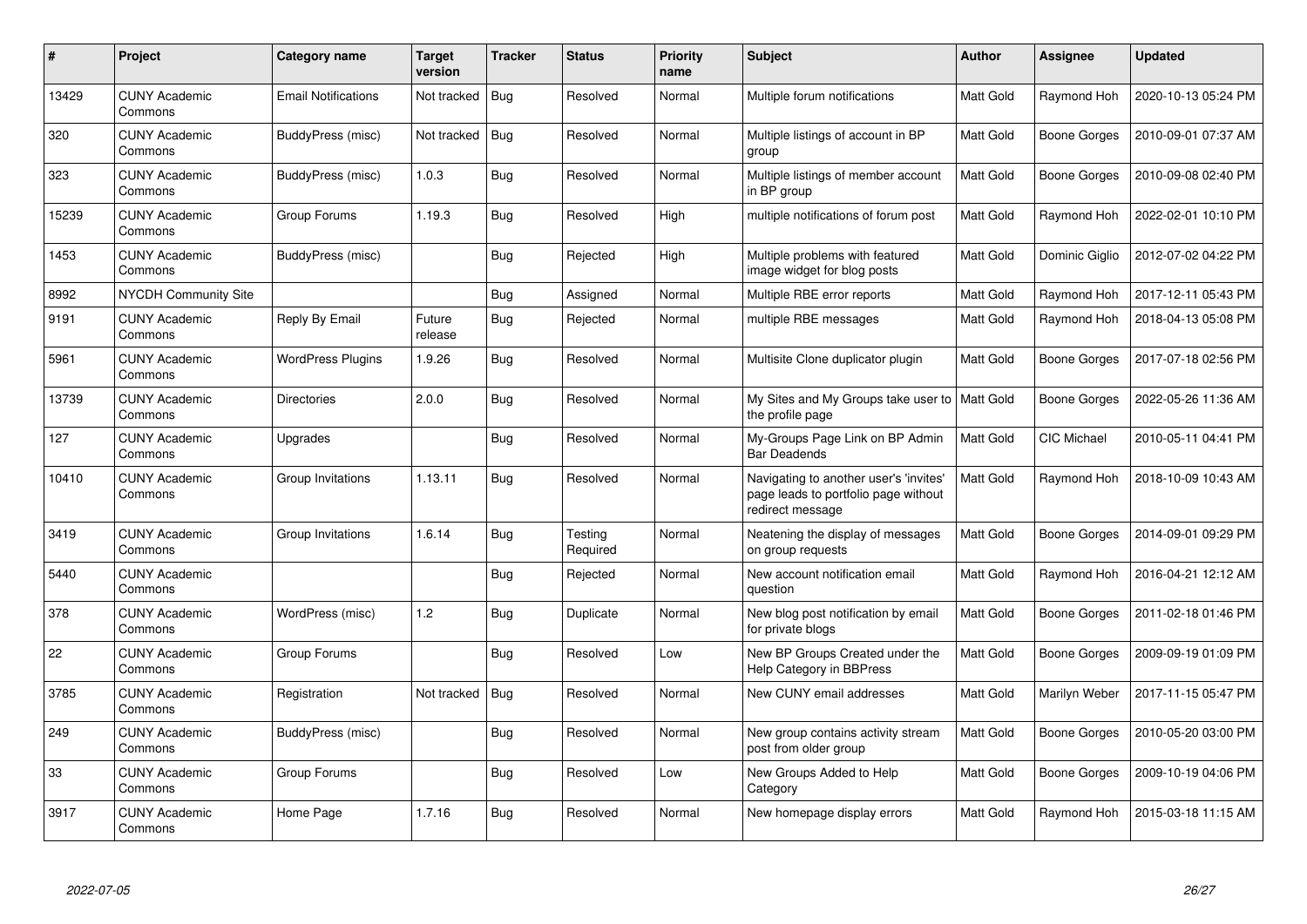| # | Project | Category name | Target version | Tracker | Status | Priority name | Subject | Author | Assignee | Updated |
|---|---|---|---|---|---|---|---|---|---|---|
| 13429 | CUNY Academic Commons | Email Notifications | Not tracked | Bug | Resolved | Normal | Multiple forum notifications | Matt Gold | Raymond Hoh | 2020-10-13 05:24 PM |
| 320 | CUNY Academic Commons | BuddyPress (misc) | Not tracked | Bug | Resolved | Normal | Multiple listings of account in BP group | Matt Gold | Boone Gorges | 2010-09-01 07:37 AM |
| 323 | CUNY Academic Commons | BuddyPress (misc) | 1.0.3 | Bug | Resolved | Normal | Multiple listings of member account in BP group | Matt Gold | Boone Gorges | 2010-09-08 02:40 PM |
| 15239 | CUNY Academic Commons | Group Forums | 1.19.3 | Bug | Resolved | High | multiple notifications of forum post | Matt Gold | Raymond Hoh | 2022-02-01 10:10 PM |
| 1453 | CUNY Academic Commons | BuddyPress (misc) | | Bug | Rejected | High | Multiple problems with featured image widget for blog posts | Matt Gold | Dominic Giglio | 2012-07-02 04:22 PM |
| 8992 | NYCDH Community Site | | | Bug | Assigned | Normal | Multiple RBE error reports | Matt Gold | Raymond Hoh | 2017-12-11 05:43 PM |
| 9191 | CUNY Academic Commons | Reply By Email | Future release | Bug | Rejected | Normal | multiple RBE messages | Matt Gold | Raymond Hoh | 2018-04-13 05:08 PM |
| 5961 | CUNY Academic Commons | WordPress Plugins | 1.9.26 | Bug | Resolved | Normal | Multisite Clone duplicator plugin | Matt Gold | Boone Gorges | 2017-07-18 02:56 PM |
| 13739 | CUNY Academic Commons | Directories | 2.0.0 | Bug | Resolved | Normal | My Sites and My Groups take user to the profile page | Matt Gold | Boone Gorges | 2022-05-26 11:36 AM |
| 127 | CUNY Academic Commons | Upgrades | | Bug | Resolved | Normal | My-Groups Page Link on BP Admin Bar Deadends | Matt Gold | CIC Michael | 2010-05-11 04:41 PM |
| 10410 | CUNY Academic Commons | Group Invitations | 1.13.11 | Bug | Resolved | Normal | Navigating to another user's 'invites' page leads to portfolio page without redirect message | Matt Gold | Raymond Hoh | 2018-10-09 10:43 AM |
| 3419 | CUNY Academic Commons | Group Invitations | 1.6.14 | Bug | Testing Required | Normal | Neatening the display of messages on group requests | Matt Gold | Boone Gorges | 2014-09-01 09:29 PM |
| 5440 | CUNY Academic Commons | | | Bug | Rejected | Normal | New account notification email question | Matt Gold | Raymond Hoh | 2016-04-21 12:12 AM |
| 378 | CUNY Academic Commons | WordPress (misc) | 1.2 | Bug | Duplicate | Normal | New blog post notification by email for private blogs | Matt Gold | Boone Gorges | 2011-02-18 01:46 PM |
| 22 | CUNY Academic Commons | Group Forums | | Bug | Resolved | Low | New BP Groups Created under the Help Category in BBPress | Matt Gold | Boone Gorges | 2009-09-19 01:09 PM |
| 3785 | CUNY Academic Commons | Registration | Not tracked | Bug | Resolved | Normal | New CUNY email addresses | Matt Gold | Marilyn Weber | 2017-11-15 05:47 PM |
| 249 | CUNY Academic Commons | BuddyPress (misc) | | Bug | Resolved | Normal | New group contains activity stream post from older group | Matt Gold | Boone Gorges | 2010-05-20 03:00 PM |
| 33 | CUNY Academic Commons | Group Forums | | Bug | Resolved | Low | New Groups Added to Help Category | Matt Gold | Boone Gorges | 2009-10-19 04:06 PM |
| 3917 | CUNY Academic Commons | Home Page | 1.7.16 | Bug | Resolved | Normal | New homepage display errors | Matt Gold | Raymond Hoh | 2015-03-18 11:15 AM |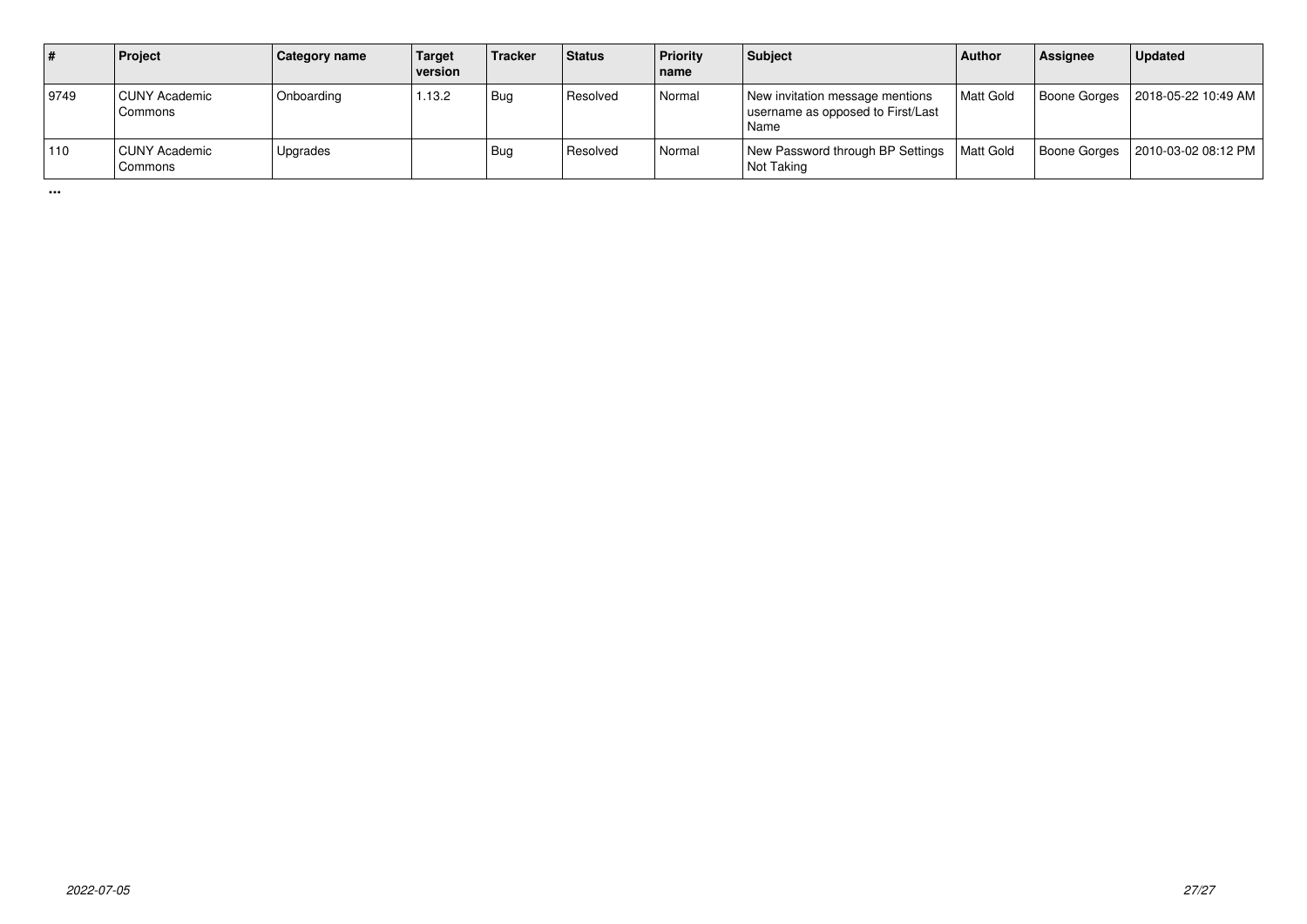| # | Project | Category name | Target version | Tracker | Status | Priority name | Subject | Author | Assignee | Updated |
|---|---|---|---|---|---|---|---|---|---|---|
| 9749 | CUNY Academic Commons | Onboarding | 1.13.2 | Bug | Resolved | Normal | New invitation message mentions username as opposed to First/Last Name | Matt Gold | Boone Gorges | 2018-05-22 10:49 AM |
| 110 | CUNY Academic Commons | Upgrades | | Bug | Resolved | Normal | New Password through BP Settings Not Taking | Matt Gold | Boone Gorges | 2010-03-02 08:12 PM |

...